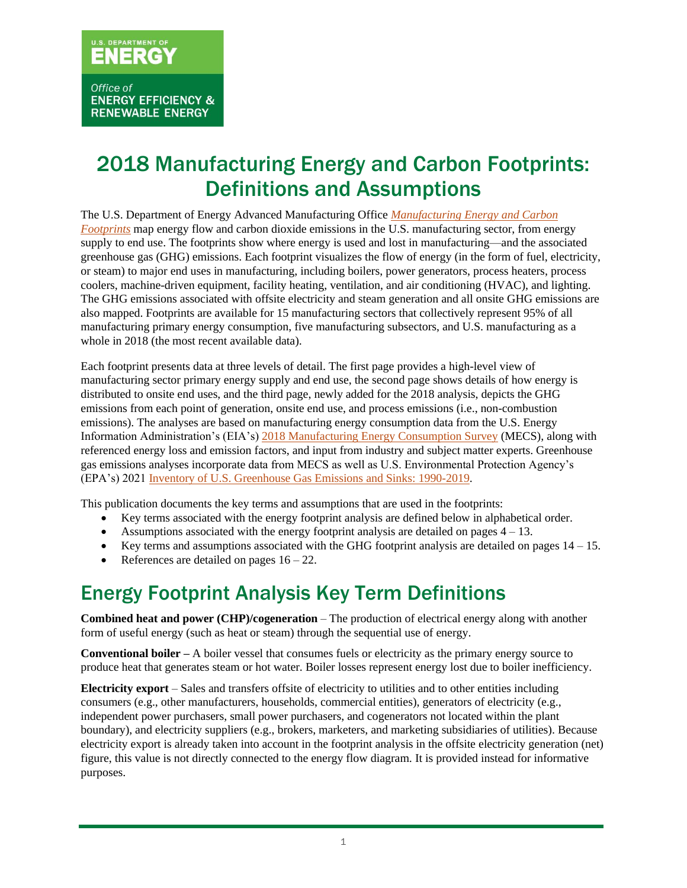U.S. DEPARTMENT OF
ENERGY

Office of
ENERGY EFFICIENCY &
RENEWABLE ENERGY

# 2018 Manufacturing Energy and Carbon Footprints: Definitions and Assumptions

The U.S. Department of Energy Advanced Manufacturing Office *Manufacturing Energy and Carbon Footprints* map energy flow and carbon dioxide emissions in the U.S. manufacturing sector, from energy supply to end use. The footprints show where energy is used and lost in manufacturing—and the associated greenhouse gas (GHG) emissions. Each footprint visualizes the flow of energy (in the form of fuel, electricity, or steam) to major end uses in manufacturing, including boilers, power generators, process heaters, process coolers, machine-driven equipment, facility heating, ventilation, and air conditioning (HVAC), and lighting. The GHG emissions associated with offsite electricity and steam generation and all onsite GHG emissions are also mapped. Footprints are available for 15 manufacturing sectors that collectively represent 95% of all manufacturing primary energy consumption, five manufacturing subsectors, and U.S. manufacturing as a whole in 2018 (the most recent available data).

Each footprint presents data at three levels of detail. The first page provides a high-level view of manufacturing sector primary energy supply and end use, the second page shows details of how energy is distributed to onsite end uses, and the third page, newly added for the 2018 analysis, depicts the GHG emissions from each point of generation, onsite end use, and process emissions (i.e., non-combustion emissions). The analyses are based on manufacturing energy consumption data from the U.S. Energy Information Administration's (EIA's) 2018 Manufacturing Energy Consumption Survey (MECS), along with referenced energy loss and emission factors, and input from industry and subject matter experts. Greenhouse gas emissions analyses incorporate data from MECS as well as U.S. Environmental Protection Agency's (EPA's) 2021 Inventory of U.S. Greenhouse Gas Emissions and Sinks: 1990-2019.

This publication documents the key terms and assumptions that are used in the footprints:

- Key terms associated with the energy footprint analysis are defined below in alphabetical order.
- Assumptions associated with the energy footprint analysis are detailed on pages 4 – 13.
- Key terms and assumptions associated with the GHG footprint analysis are detailed on pages 14 – 15.
- References are detailed on pages 16 – 22.

# Energy Footprint Analysis Key Term Definitions

**Combined heat and power (CHP)/cogeneration** – The production of electrical energy along with another form of useful energy (such as heat or steam) through the sequential use of energy.

**Conventional boiler –** A boiler vessel that consumes fuels or electricity as the primary energy source to produce heat that generates steam or hot water. Boiler losses represent energy lost due to boiler inefficiency.

**Electricity export** – Sales and transfers offsite of electricity to utilities and to other entities including consumers (e.g., other manufacturers, households, commercial entities), generators of electricity (e.g., independent power purchasers, small power purchasers, and cogenerators not located within the plant boundary), and electricity suppliers (e.g., brokers, marketers, and marketing subsidiaries of utilities). Because electricity export is already taken into account in the footprint analysis in the offsite electricity generation (net) figure, this value is not directly connected to the energy flow diagram. It is provided instead for informative purposes.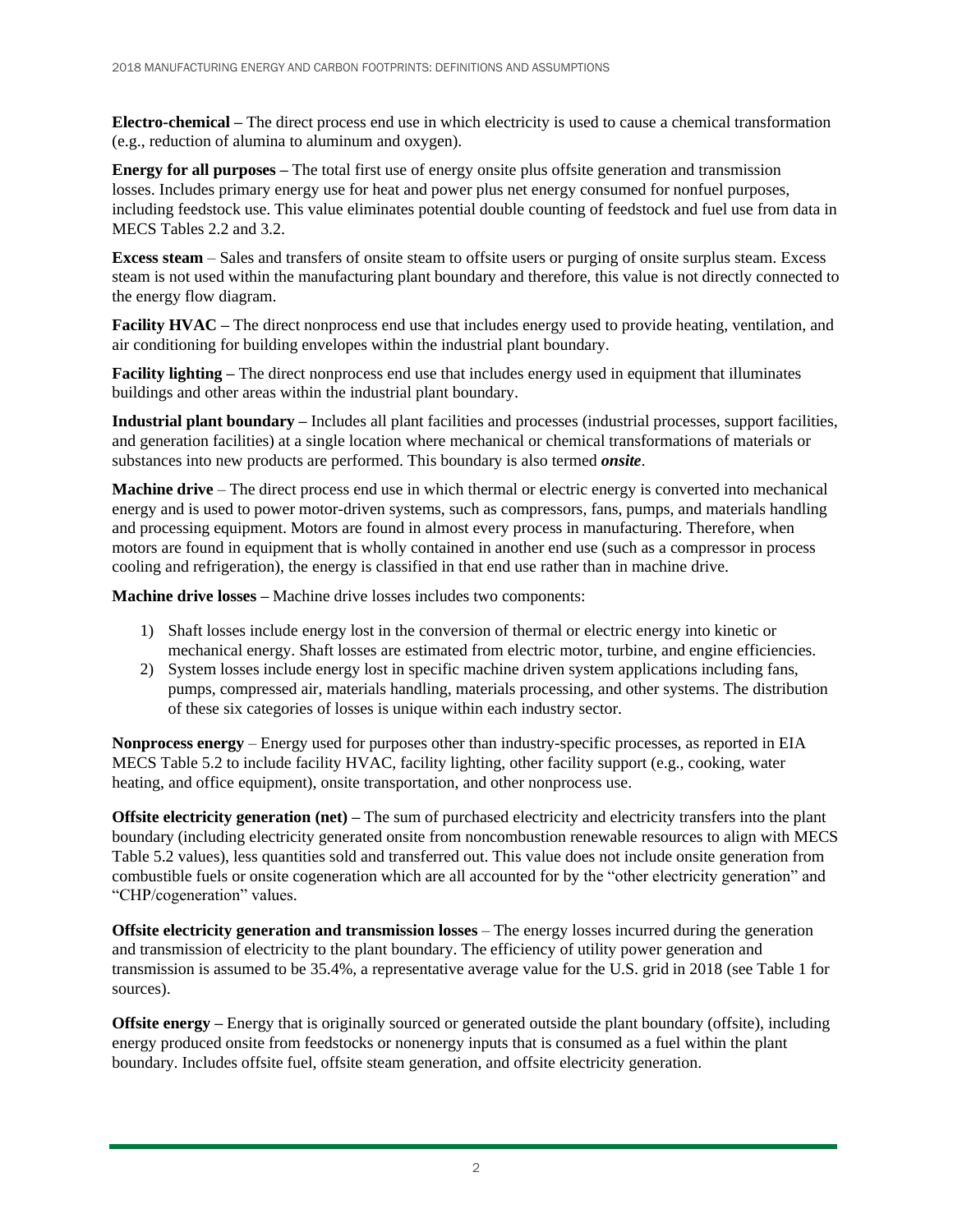**Electro-chemical –** The direct process end use in which electricity is used to cause a chemical transformation (e.g., reduction of alumina to aluminum and oxygen).

**Energy for all purposes –** The total first use of energy onsite plus offsite generation and transmission losses. Includes primary energy use for heat and power plus net energy consumed for nonfuel purposes, including feedstock use. This value eliminates potential double counting of feedstock and fuel use from data in MECS Tables 2.2 and 3.2.

**Excess steam** – Sales and transfers of onsite steam to offsite users or purging of onsite surplus steam. Excess steam is not used within the manufacturing plant boundary and therefore, this value is not directly connected to the energy flow diagram.

**Facility HVAC –** The direct nonprocess end use that includes energy used to provide heating, ventilation, and air conditioning for building envelopes within the industrial plant boundary.

**Facility lighting –** The direct nonprocess end use that includes energy used in equipment that illuminates buildings and other areas within the industrial plant boundary.

**Industrial plant boundary –** Includes all plant facilities and processes (industrial processes, support facilities, and generation facilities) at a single location where mechanical or chemical transformations of materials or substances into new products are performed. This boundary is also termed ***onsite***.

**Machine drive** – The direct process end use in which thermal or electric energy is converted into mechanical energy and is used to power motor-driven systems, such as compressors, fans, pumps, and materials handling and processing equipment. Motors are found in almost every process in manufacturing. Therefore, when motors are found in equipment that is wholly contained in another end use (such as a compressor in process cooling and refrigeration), the energy is classified in that end use rather than in machine drive.

**Machine drive losses –** Machine drive losses includes two components:

1) Shaft losses include energy lost in the conversion of thermal or electric energy into kinetic or mechanical energy. Shaft losses are estimated from electric motor, turbine, and engine efficiencies.
2) System losses include energy lost in specific machine driven system applications including fans, pumps, compressed air, materials handling, materials processing, and other systems. The distribution of these six categories of losses is unique within each industry sector.

**Nonprocess energy** – Energy used for purposes other than industry-specific processes, as reported in EIA MECS Table 5.2 to include facility HVAC, facility lighting, other facility support (e.g., cooking, water heating, and office equipment), onsite transportation, and other nonprocess use.

**Offsite electricity generation (net) –** The sum of purchased electricity and electricity transfers into the plant boundary (including electricity generated onsite from noncombustion renewable resources to align with MECS Table 5.2 values), less quantities sold and transferred out. This value does not include onsite generation from combustible fuels or onsite cogeneration which are all accounted for by the "other electricity generation" and "CHP/cogeneration" values.

**Offsite electricity generation and transmission losses** – The energy losses incurred during the generation and transmission of electricity to the plant boundary. The efficiency of utility power generation and transmission is assumed to be 35.4%, a representative average value for the U.S. grid in 2018 (see Table 1 for sources).

**Offsite energy –** Energy that is originally sourced or generated outside the plant boundary (offsite), including energy produced onsite from feedstocks or nonenergy inputs that is consumed as a fuel within the plant boundary. Includes offsite fuel, offsite steam generation, and offsite electricity generation.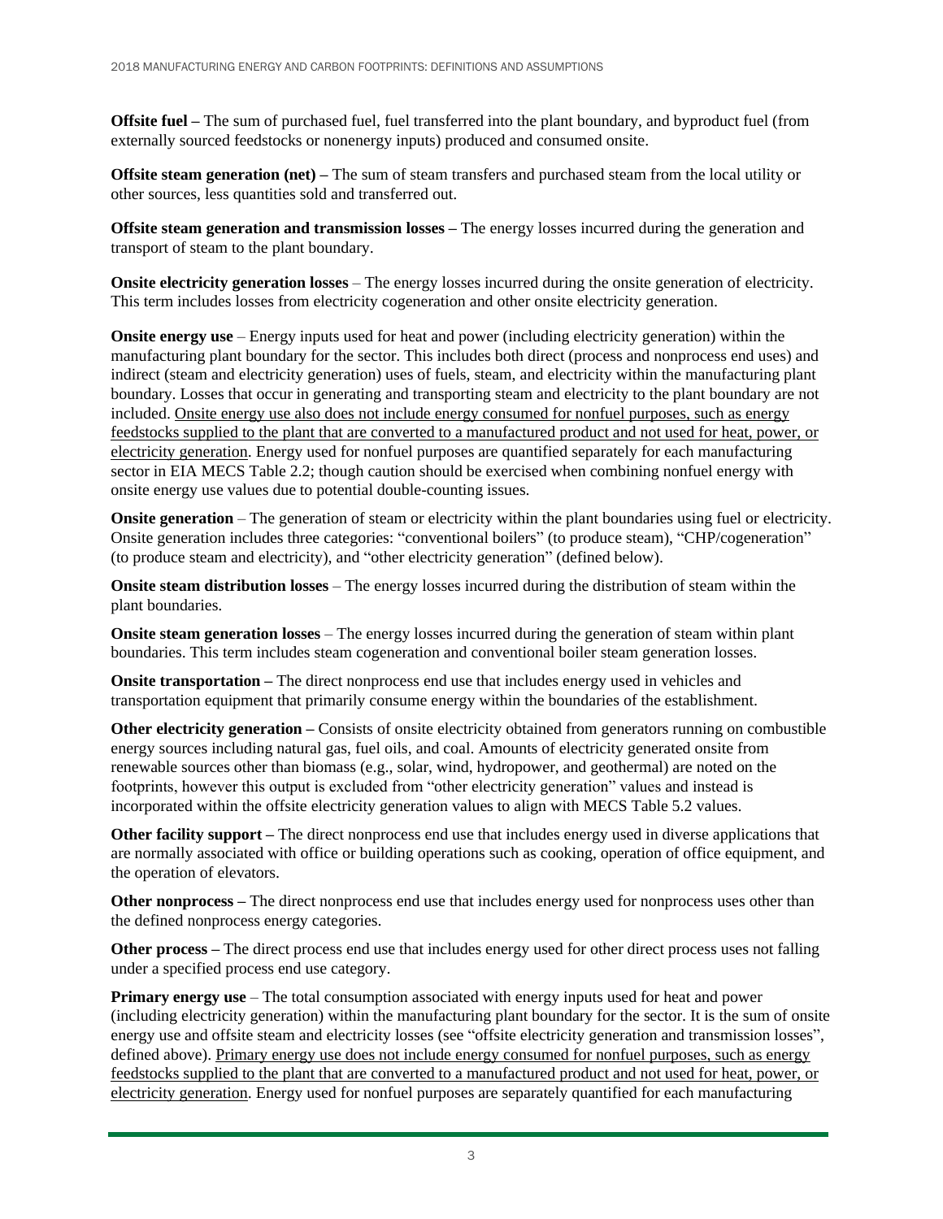**Offsite fuel –** The sum of purchased fuel, fuel transferred into the plant boundary, and byproduct fuel (from externally sourced feedstocks or nonenergy inputs) produced and consumed onsite.

**Offsite steam generation (net) –** The sum of steam transfers and purchased steam from the local utility or other sources, less quantities sold and transferred out.

**Offsite steam generation and transmission losses –** The energy losses incurred during the generation and transport of steam to the plant boundary.

**Onsite electricity generation losses** – The energy losses incurred during the onsite generation of electricity. This term includes losses from electricity cogeneration and other onsite electricity generation.

**Onsite energy use** – Energy inputs used for heat and power (including electricity generation) within the manufacturing plant boundary for the sector. This includes both direct (process and nonprocess end uses) and indirect (steam and electricity generation) uses of fuels, steam, and electricity within the manufacturing plant boundary. Losses that occur in generating and transporting steam and electricity to the plant boundary are not included. <u>Onsite energy use also does not include energy consumed for nonfuel purposes, such as energy feedstocks supplied to the plant that are converted to a manufactured product and not used for heat, power, or electricity generation</u>. Energy used for nonfuel purposes are quantified separately for each manufacturing sector in EIA MECS Table 2.2; though caution should be exercised when combining nonfuel energy with onsite energy use values due to potential double-counting issues.

**Onsite generation** – The generation of steam or electricity within the plant boundaries using fuel or electricity. Onsite generation includes three categories: "conventional boilers" (to produce steam), "CHP/cogeneration" (to produce steam and electricity), and "other electricity generation" (defined below).

**Onsite steam distribution losses** – The energy losses incurred during the distribution of steam within the plant boundaries.

**Onsite steam generation losses** – The energy losses incurred during the generation of steam within plant boundaries. This term includes steam cogeneration and conventional boiler steam generation losses.

**Onsite transportation –** The direct nonprocess end use that includes energy used in vehicles and transportation equipment that primarily consume energy within the boundaries of the establishment.

**Other electricity generation –** Consists of onsite electricity obtained from generators running on combustible energy sources including natural gas, fuel oils, and coal. Amounts of electricity generated onsite from renewable sources other than biomass (e.g., solar, wind, hydropower, and geothermal) are noted on the footprints, however this output is excluded from "other electricity generation" values and instead is incorporated within the offsite electricity generation values to align with MECS Table 5.2 values.

**Other facility support –** The direct nonprocess end use that includes energy used in diverse applications that are normally associated with office or building operations such as cooking, operation of office equipment, and the operation of elevators.

**Other nonprocess –** The direct nonprocess end use that includes energy used for nonprocess uses other than the defined nonprocess energy categories.

**Other process –** The direct process end use that includes energy used for other direct process uses not falling under a specified process end use category.

**Primary energy use** – The total consumption associated with energy inputs used for heat and power (including electricity generation) within the manufacturing plant boundary for the sector. It is the sum of onsite energy use and offsite steam and electricity losses (see "offsite electricity generation and transmission losses", defined above). <u>Primary energy use does not include energy consumed for nonfuel purposes, such as energy feedstocks supplied to the plant that are converted to a manufactured product and not used for heat, power, or electricity generation</u>. Energy used for nonfuel purposes are separately quantified for each manufacturing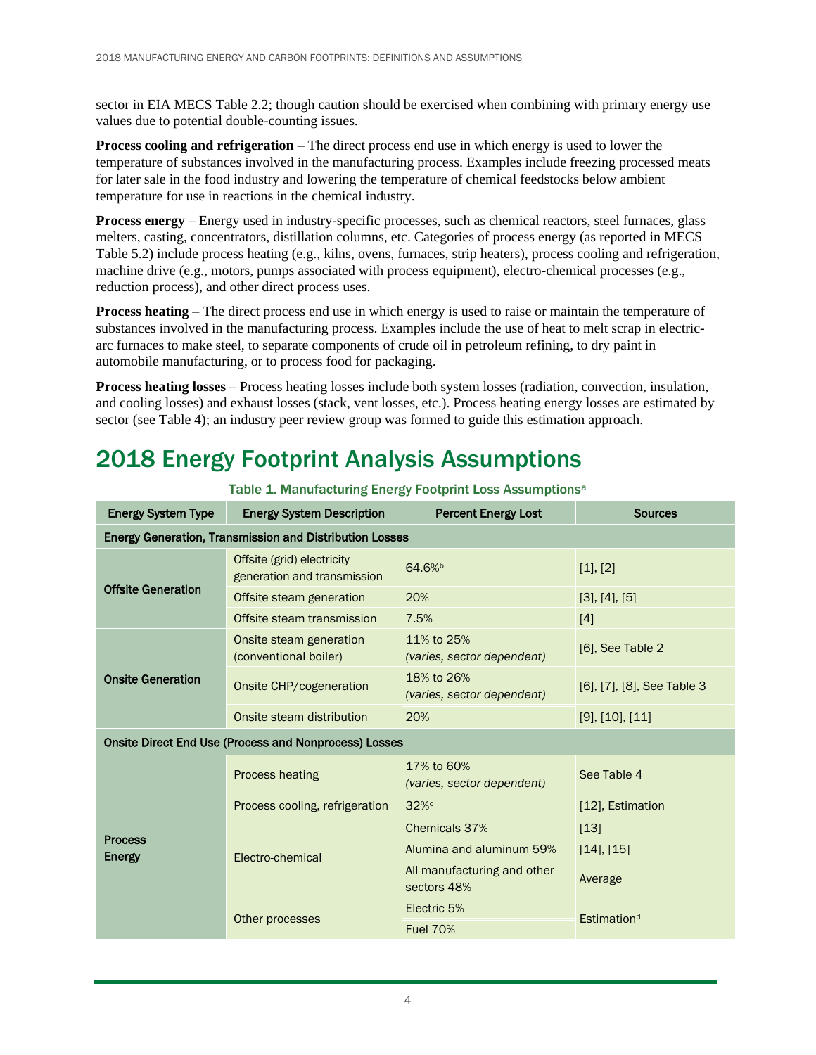sector in EIA MECS Table 2.2; though caution should be exercised when combining with primary energy use values due to potential double-counting issues.

**Process cooling and refrigeration** – The direct process end use in which energy is used to lower the temperature of substances involved in the manufacturing process. Examples include freezing processed meats for later sale in the food industry and lowering the temperature of chemical feedstocks below ambient temperature for use in reactions in the chemical industry.

**Process energy** – Energy used in industry-specific processes, such as chemical reactors, steel furnaces, glass melters, casting, concentrators, distillation columns, etc. Categories of process energy (as reported in MECS Table 5.2) include process heating (e.g., kilns, ovens, furnaces, strip heaters), process cooling and refrigeration, machine drive (e.g., motors, pumps associated with process equipment), electro-chemical processes (e.g., reduction process), and other direct process uses.

**Process heating** – The direct process end use in which energy is used to raise or maintain the temperature of substances involved in the manufacturing process. Examples include the use of heat to melt scrap in electric-arc furnaces to make steel, to separate components of crude oil in petroleum refining, to dry paint in automobile manufacturing, or to process food for packaging.

**Process heating losses** – Process heating losses include both system losses (radiation, convection, insulation, and cooling losses) and exhaust losses (stack, vent losses, etc.). Process heating energy losses are estimated by sector (see Table 4); an industry peer review group was formed to guide this estimation approach.

# 2018 Energy Footprint Analysis Assumptions

Table 1. Manufacturing Energy Footprint Loss Assumptions[a]

| Energy System Type | Energy System Description | Percent Energy Lost | Sources |
|---|---|---|---|
| **Energy Generation, Transmission and Distribution Losses** | | | |
| Offsite Generation | Offsite (grid) electricity generation and transmission | 64.6%[b] | [1], [2] |
| | Offsite steam generation | 20% | [3], [4], [5] |
| | Offsite steam transmission | 7.5% | [4] |
| Onsite Generation | Onsite steam generation (conventional boiler) | 11% to 25% *(varies, sector dependent)* | [6], See Table 2 |
| | Onsite CHP/cogeneration | 18% to 26% *(varies, sector dependent)* | [6], [7], [8], See Table 3 |
| | Onsite steam distribution | 20% | [9], [10], [11] |
| **Onsite Direct End Use (Process and Nonprocess) Losses** | | | |
| Process Energy | Process heating | 17% to 60% *(varies, sector dependent)* | See Table 4 |
| | Process cooling, refrigeration | 32%[c] | [12], Estimation |
| | Electro-chemical | Chemicals 37% | [13] |
| | | Alumina and aluminum 59% | [14], [15] |
| | | All manufacturing and other sectors 48% | Average |
| | Other processes | Electric 5% | Estimation[d] |
| | | Fuel 70% | |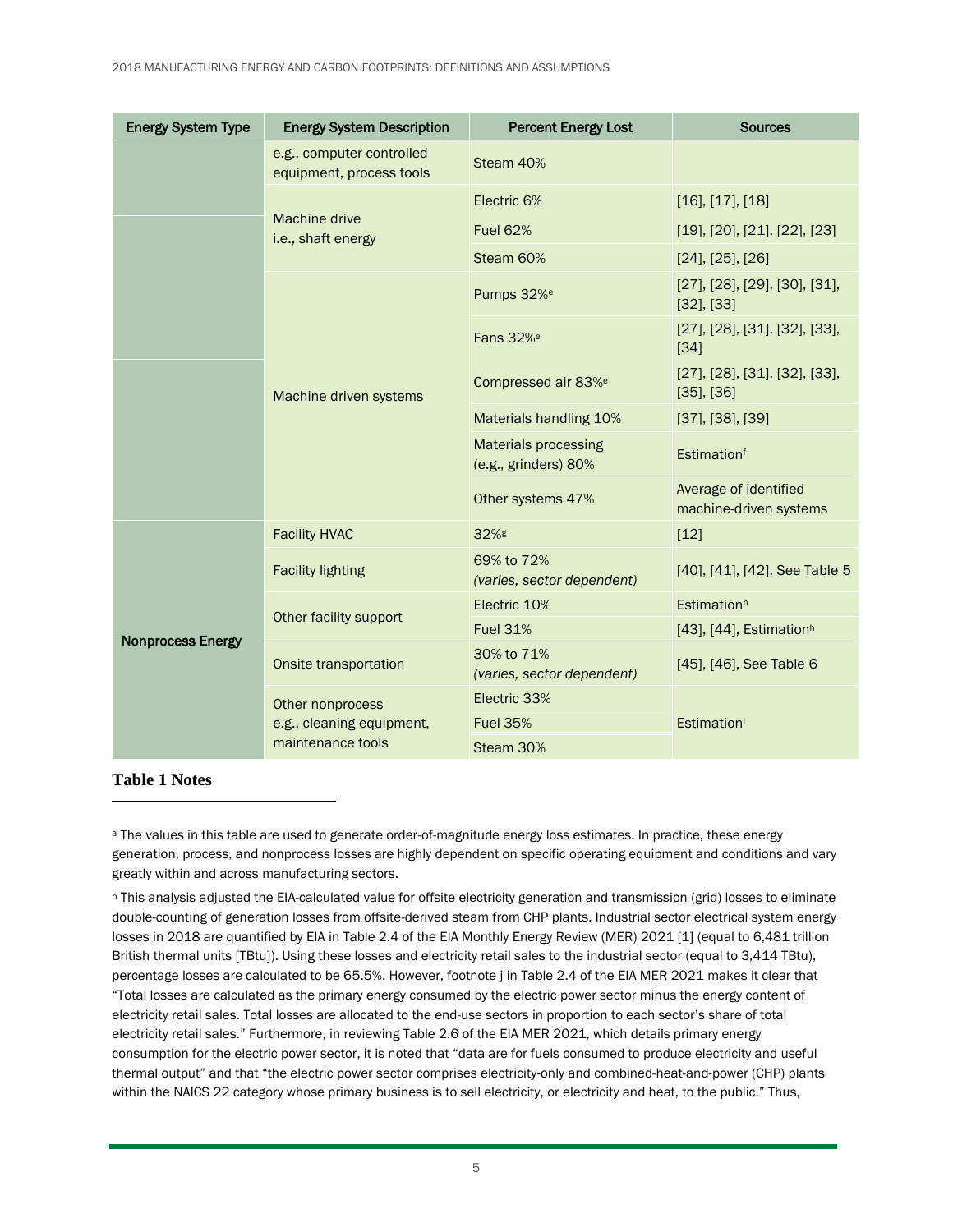| Energy System Type | Energy System Description | Percent Energy Lost | Sources |
|---|---|---|---|
| | e.g., computer-controlled equipment, process tools | Steam 40% | |
| | Machine drive i.e., shaft energy | Electric 6% | [16], [17], [18] |
| | | Fuel 62% | [19], [20], [21], [22], [23] |
| | | Steam 60% | [24], [25], [26] |
| | Machine driven systems | Pumps 32%[e] | [27], [28], [29], [30], [31], [32], [33] |
| | | Fans 32%[e] | [27], [28], [31], [32], [33], [34] |
| | | Compressed air 83%[e] | [27], [28], [31], [32], [33], [35], [36] |
| | | Materials handling 10% | [37], [38], [39] |
| | | Materials processing (e.g., grinders) 80% | Estimation[f] |
| | | Other systems 47% | Average of identified machine-driven systems |
| Nonprocess Energy | Facility HVAC | 32%[g] | [12] |
| | Facility lighting | 69% to 72% *(varies, sector dependent)* | [40], [41], [42], See Table 5 |
| | Other facility support | Electric 10% | Estimation[h] |
| | | Fuel 31% | [43], [44], Estimation[h] |
| | Onsite transportation | 30% to 71% *(varies, sector dependent)* | [45], [46], See Table 6 |
| | Other nonprocess e.g., cleaning equipment, maintenance tools | Electric 33% | Estimation[i] |
| | | Fuel 35% | |
| | | Steam 30% | |

## Table 1 Notes

[a] The values in this table are used to generate order-of-magnitude energy loss estimates. In practice, these energy generation, process, and nonprocess losses are highly dependent on specific operating equipment and conditions and vary greatly within and across manufacturing sectors.

[b] This analysis adjusted the EIA-calculated value for offsite electricity generation and transmission (grid) losses to eliminate double-counting of generation losses from offsite-derived steam from CHP plants. Industrial sector electrical system energy losses in 2018 are quantified by EIA in Table 2.4 of the EIA Monthly Energy Review (MER) 2021 [1] (equal to 6,481 trillion British thermal units [TBtu]). Using these losses and electricity retail sales to the industrial sector (equal to 3,414 TBtu), percentage losses are calculated to be 65.5%. However, footnote j in Table 2.4 of the EIA MER 2021 makes it clear that "Total losses are calculated as the primary energy consumed by the electric power sector minus the energy content of electricity retail sales. Total losses are allocated to the end-use sectors in proportion to each sector's share of total electricity retail sales." Furthermore, in reviewing Table 2.6 of the EIA MER 2021, which details primary energy consumption for the electric power sector, it is noted that "data are for fuels consumed to produce electricity and useful thermal output" and that "the electric power sector comprises electricity-only and combined-heat-and-power (CHP) plants within the NAICS 22 category whose primary business is to sell electricity, or electricity and heat, to the public." Thus,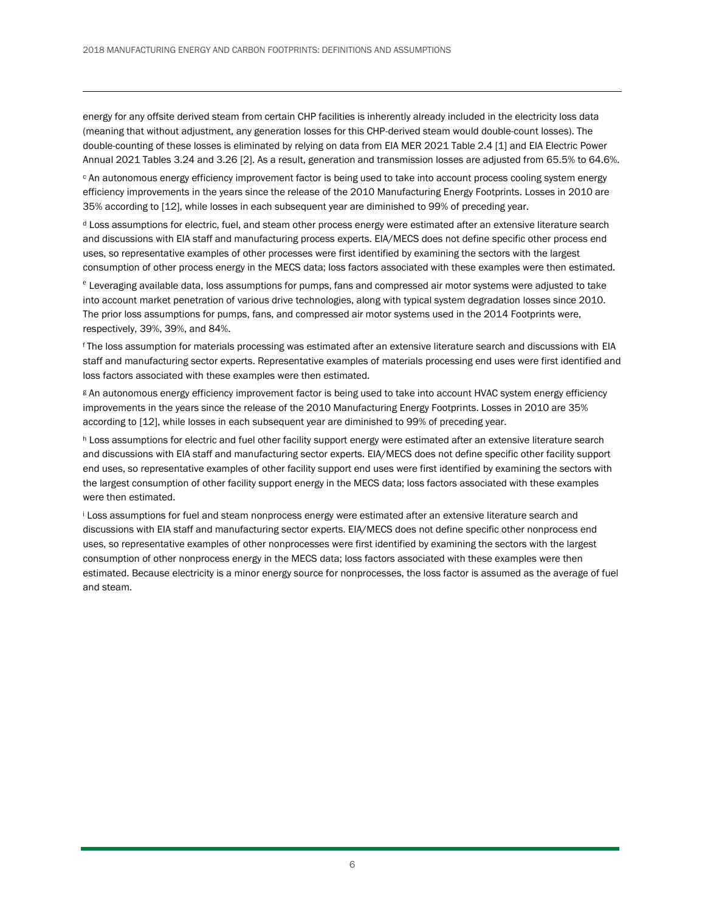energy for any offsite derived steam from certain CHP facilities is inherently already included in the electricity loss data (meaning that without adjustment, any generation losses for this CHP-derived steam would double-count losses). The double-counting of these losses is eliminated by relying on data from EIA MER 2021 Table 2.4 [1] and EIA Electric Power Annual 2021 Tables 3.24 and 3.26 [2]. As a result, generation and transmission losses are adjusted from 65.5% to 64.6%.

[c] An autonomous energy efficiency improvement factor is being used to take into account process cooling system energy efficiency improvements in the years since the release of the 2010 Manufacturing Energy Footprints. Losses in 2010 are 35% according to [12], while losses in each subsequent year are diminished to 99% of preceding year.

[d] Loss assumptions for electric, fuel, and steam other process energy were estimated after an extensive literature search and discussions with EIA staff and manufacturing process experts. EIA/MECS does not define specific other process end uses, so representative examples of other processes were first identified by examining the sectors with the largest consumption of other process energy in the MECS data; loss factors associated with these examples were then estimated.

[e] Leveraging available data, loss assumptions for pumps, fans and compressed air motor systems were adjusted to take into account market penetration of various drive technologies, along with typical system degradation losses since 2010. The prior loss assumptions for pumps, fans, and compressed air motor systems used in the 2014 Footprints were, respectively, 39%, 39%, and 84%.

[f] The loss assumption for materials processing was estimated after an extensive literature search and discussions with EIA staff and manufacturing sector experts. Representative examples of materials processing end uses were first identified and loss factors associated with these examples were then estimated.

[g] An autonomous energy efficiency improvement factor is being used to take into account HVAC system energy efficiency improvements in the years since the release of the 2010 Manufacturing Energy Footprints. Losses in 2010 are 35% according to [12], while losses in each subsequent year are diminished to 99% of preceding year.

[h] Loss assumptions for electric and fuel other facility support energy were estimated after an extensive literature search and discussions with EIA staff and manufacturing sector experts. EIA/MECS does not define specific other facility support end uses, so representative examples of other facility support end uses were first identified by examining the sectors with the largest consumption of other facility support energy in the MECS data; loss factors associated with these examples were then estimated.

[i] Loss assumptions for fuel and steam nonprocess energy were estimated after an extensive literature search and discussions with EIA staff and manufacturing sector experts. EIA/MECS does not define specific other nonprocess end uses, so representative examples of other nonprocesses were first identified by examining the sectors with the largest consumption of other nonprocess energy in the MECS data; loss factors associated with these examples were then estimated. Because electricity is a minor energy source for nonprocesses, the loss factor is assumed as the average of fuel and steam.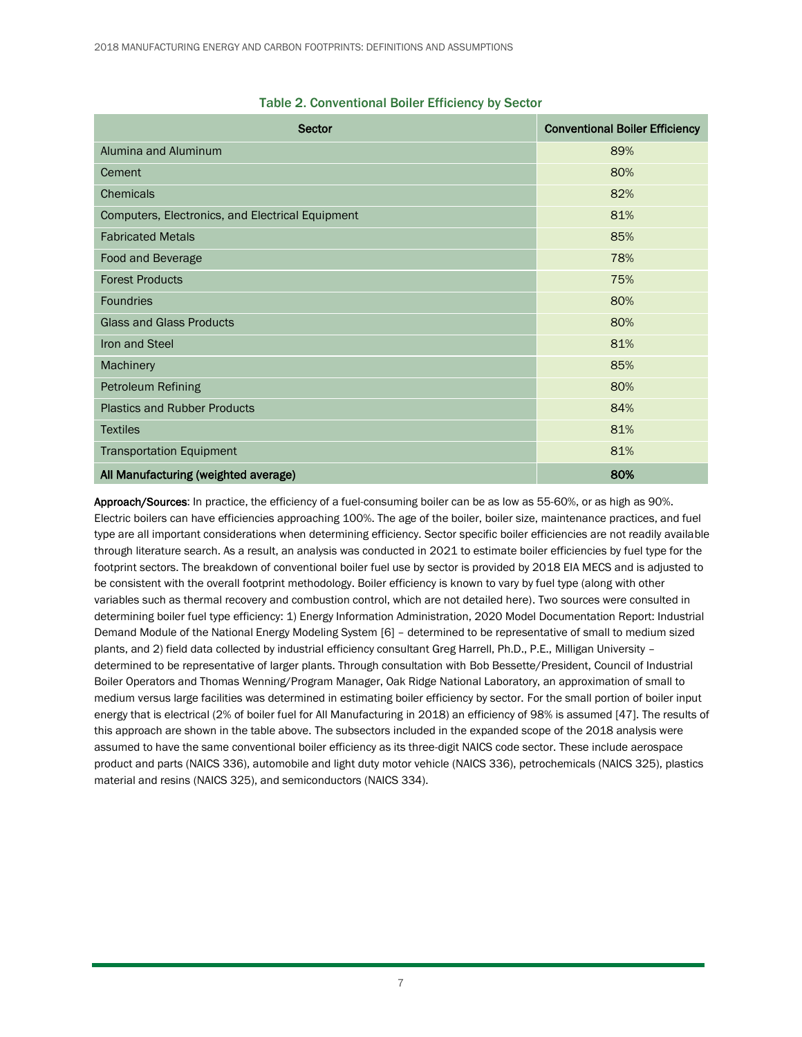Table 2. Conventional Boiler Efficiency by Sector

| Sector | Conventional Boiler Efficiency |
|---|---|
| Alumina and Aluminum | 89% |
| Cement | 80% |
| Chemicals | 82% |
| Computers, Electronics, and Electrical Equipment | 81% |
| Fabricated Metals | 85% |
| Food and Beverage | 78% |
| Forest Products | 75% |
| Foundries | 80% |
| Glass and Glass Products | 80% |
| Iron and Steel | 81% |
| Machinery | 85% |
| Petroleum Refining | 80% |
| Plastics and Rubber Products | 84% |
| Textiles | 81% |
| Transportation Equipment | 81% |
| **All Manufacturing (weighted average)** | **80%** |

**Approach/Sources**: In practice, the efficiency of a fuel-consuming boiler can be as low as 55-60%, or as high as 90%. Electric boilers can have efficiencies approaching 100%. The age of the boiler, boiler size, maintenance practices, and fuel type are all important considerations when determining efficiency. Sector specific boiler efficiencies are not readily available through literature search. As a result, an analysis was conducted in 2021 to estimate boiler efficiencies by fuel type for the footprint sectors. The breakdown of conventional boiler fuel use by sector is provided by 2018 EIA MECS and is adjusted to be consistent with the overall footprint methodology. Boiler efficiency is known to vary by fuel type (along with other variables such as thermal recovery and combustion control, which are not detailed here). Two sources were consulted in determining boiler fuel type efficiency: 1) Energy Information Administration, 2020 Model Documentation Report: Industrial Demand Module of the National Energy Modeling System [6] – determined to be representative of small to medium sized plants, and 2) field data collected by industrial efficiency consultant Greg Harrell, Ph.D., P.E., Milligan University – determined to be representative of larger plants. Through consultation with Bob Bessette/President, Council of Industrial Boiler Operators and Thomas Wenning/Program Manager, Oak Ridge National Laboratory, an approximation of small to medium versus large facilities was determined in estimating boiler efficiency by sector. For the small portion of boiler input energy that is electrical (2% of boiler fuel for All Manufacturing in 2018) an efficiency of 98% is assumed [47]. The results of this approach are shown in the table above. The subsectors included in the expanded scope of the 2018 analysis were assumed to have the same conventional boiler efficiency as its three-digit NAICS code sector. These include aerospace product and parts (NAICS 336), automobile and light duty motor vehicle (NAICS 336), petrochemicals (NAICS 325), plastics material and resins (NAICS 325), and semiconductors (NAICS 334).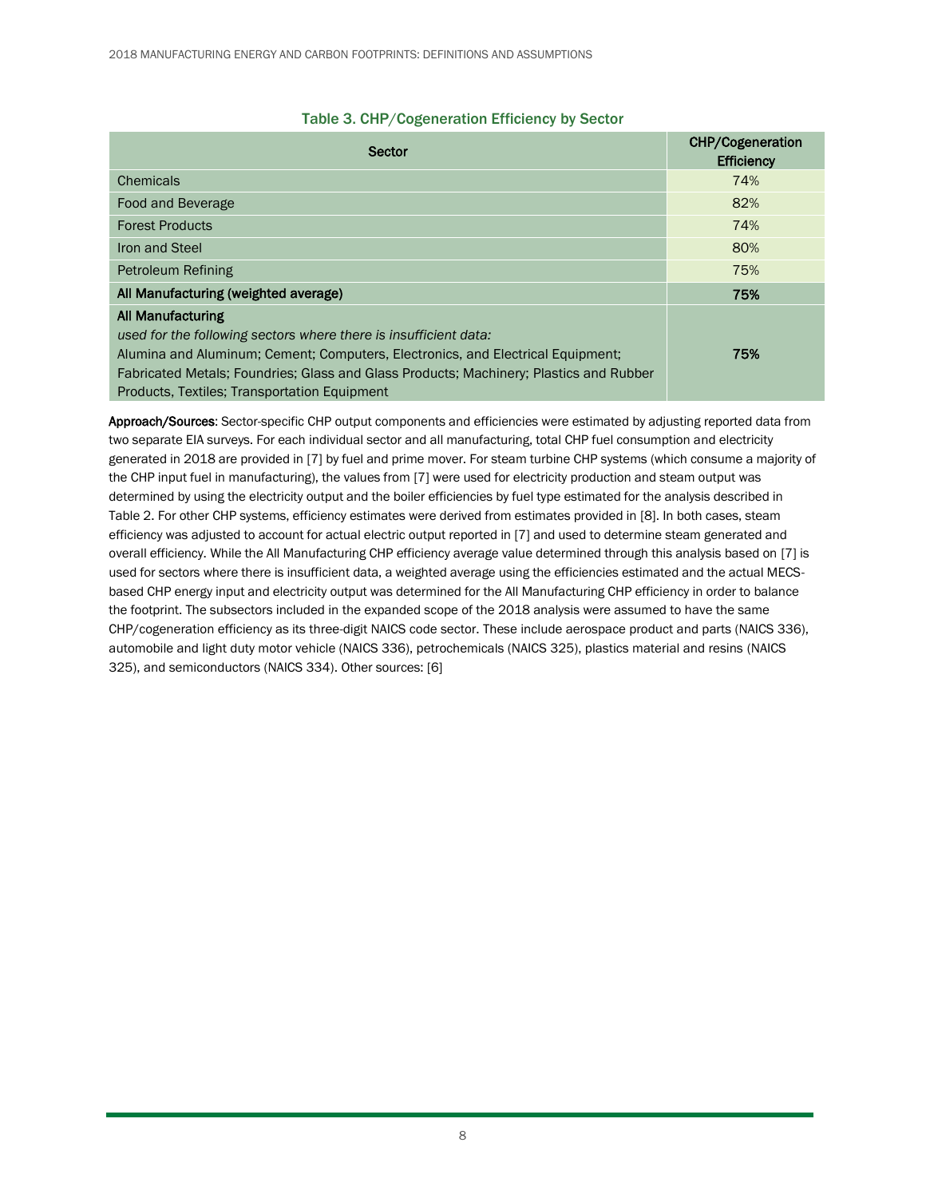### Table 3. CHP/Cogeneration Efficiency by Sector

| Sector | CHP/Cogeneration Efficiency |
|---|---|
| Chemicals | 74% |
| Food and Beverage | 82% |
| Forest Products | 74% |
| Iron and Steel | 80% |
| Petroleum Refining | 75% |
| **All Manufacturing (weighted average)** | **75%** |
| **All Manufacturing** *used for the following sectors where there is insufficient data:* Alumina and Aluminum; Cement; Computers, Electronics, and Electrical Equipment; Fabricated Metals; Foundries; Glass and Glass Products; Machinery; Plastics and Rubber Products, Textiles; Transportation Equipment | **75%** |

**Approach/Sources**: Sector-specific CHP output components and efficiencies were estimated by adjusting reported data from two separate EIA surveys. For each individual sector and all manufacturing, total CHP fuel consumption and electricity generated in 2018 are provided in [7] by fuel and prime mover. For steam turbine CHP systems (which consume a majority of the CHP input fuel in manufacturing), the values from [7] were used for electricity production and steam output was determined by using the electricity output and the boiler efficiencies by fuel type estimated for the analysis described in Table 2. For other CHP systems, efficiency estimates were derived from estimates provided in [8]. In both cases, steam efficiency was adjusted to account for actual electric output reported in [7] and used to determine steam generated and overall efficiency. While the All Manufacturing CHP efficiency average value determined through this analysis based on [7] is used for sectors where there is insufficient data, a weighted average using the efficiencies estimated and the actual MECS-based CHP energy input and electricity output was determined for the All Manufacturing CHP efficiency in order to balance the footprint. The subsectors included in the expanded scope of the 2018 analysis were assumed to have the same CHP/cogeneration efficiency as its three-digit NAICS code sector. These include aerospace product and parts (NAICS 336), automobile and light duty motor vehicle (NAICS 336), petrochemicals (NAICS 325), plastics material and resins (NAICS 325), and semiconductors (NAICS 334). Other sources: [6]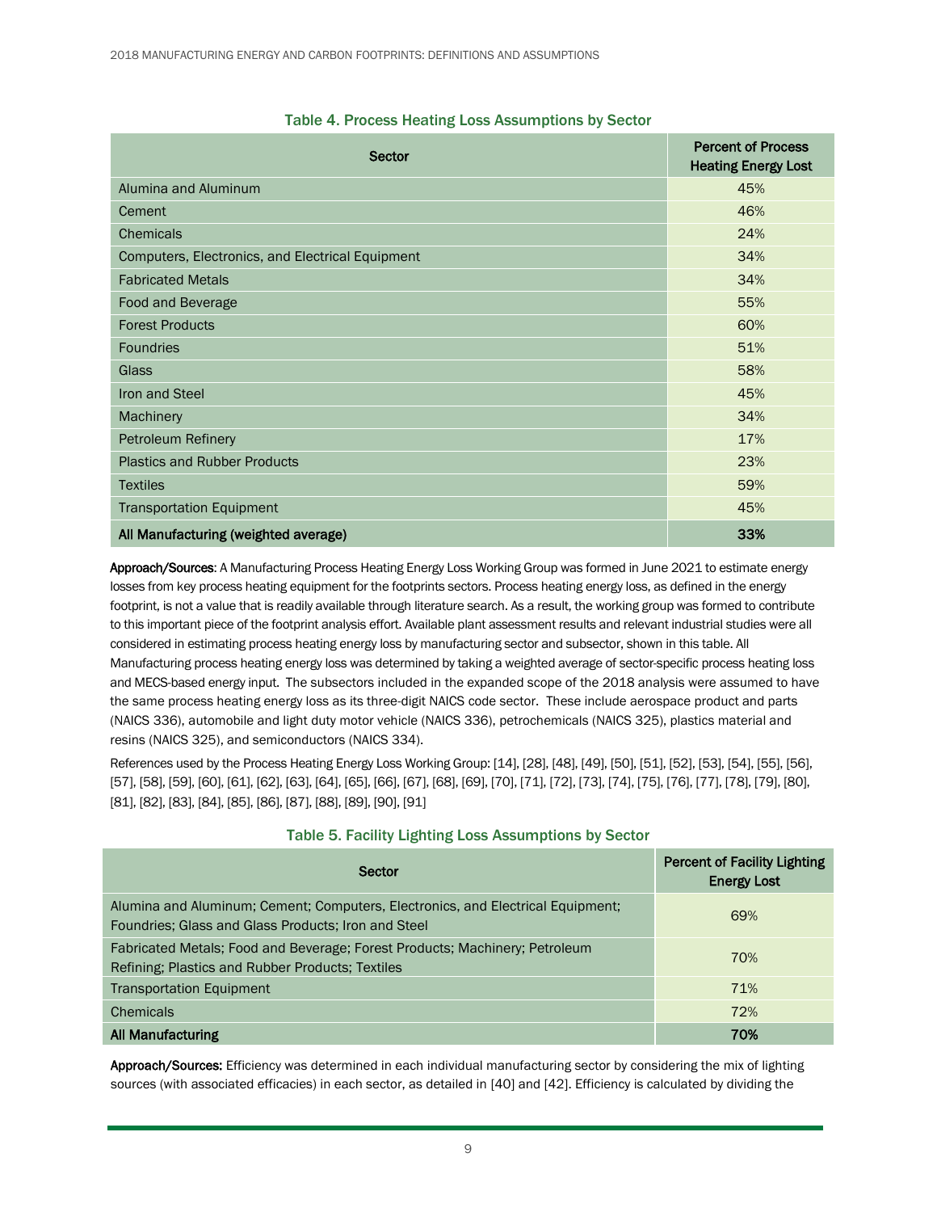### Table 4. Process Heating Loss Assumptions by Sector

| Sector | Percent of Process Heating Energy Lost |
|---|---|
| Alumina and Aluminum | 45% |
| Cement | 46% |
| Chemicals | 24% |
| Computers, Electronics, and Electrical Equipment | 34% |
| Fabricated Metals | 34% |
| Food and Beverage | 55% |
| Forest Products | 60% |
| Foundries | 51% |
| Glass | 58% |
| Iron and Steel | 45% |
| Machinery | 34% |
| Petroleum Refinery | 17% |
| Plastics and Rubber Products | 23% |
| Textiles | 59% |
| Transportation Equipment | 45% |
| **All Manufacturing (weighted average)** | **33%** |

**Approach/Sources**: A Manufacturing Process Heating Energy Loss Working Group was formed in June 2021 to estimate energy losses from key process heating equipment for the footprints sectors. Process heating energy loss, as defined in the energy footprint, is not a value that is readily available through literature search. As a result, the working group was formed to contribute to this important piece of the footprint analysis effort. Available plant assessment results and relevant industrial studies were all considered in estimating process heating energy loss by manufacturing sector and subsector, shown in this table. All Manufacturing process heating energy loss was determined by taking a weighted average of sector-specific process heating loss and MECS-based energy input. The subsectors included in the expanded scope of the 2018 analysis were assumed to have the same process heating energy loss as its three-digit NAICS code sector. These include aerospace product and parts (NAICS 336), automobile and light duty motor vehicle (NAICS 336), petrochemicals (NAICS 325), plastics material and resins (NAICS 325), and semiconductors (NAICS 334).

References used by the Process Heating Energy Loss Working Group: [14], [28], [48], [49], [50], [51], [52], [53], [54], [55], [56], [57], [58], [59], [60], [61], [62], [63], [64], [65], [66], [67], [68], [69], [70], [71], [72], [73], [74], [75], [76], [77], [78], [79], [80], [81], [82], [83], [84], [85], [86], [87], [88], [89], [90], [91]

### Table 5. Facility Lighting Loss Assumptions by Sector

| Sector | Percent of Facility Lighting Energy Lost |
|---|---|
| Alumina and Aluminum; Cement; Computers, Electronics, and Electrical Equipment; Foundries; Glass and Glass Products; Iron and Steel | 69% |
| Fabricated Metals; Food and Beverage; Forest Products; Machinery; Petroleum Refining; Plastics and Rubber Products; Textiles | 70% |
| Transportation Equipment | 71% |
| Chemicals | 72% |
| **All Manufacturing** | **70%** |

**Approach/Sources:** Efficiency was determined in each individual manufacturing sector by considering the mix of lighting sources (with associated efficacies) in each sector, as detailed in [40] and [42]. Efficiency is calculated by dividing the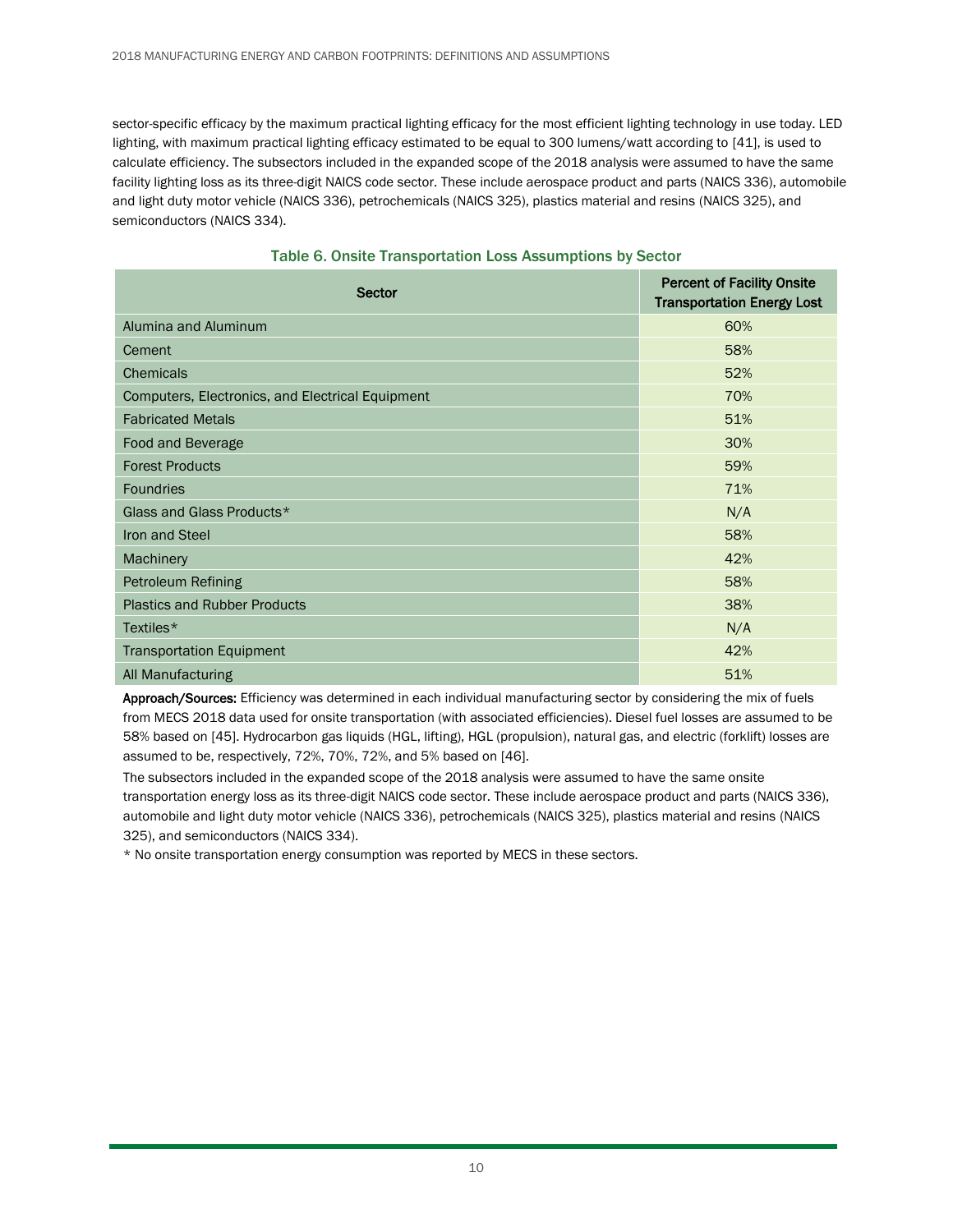sector-specific efficacy by the maximum practical lighting efficacy for the most efficient lighting technology in use today. LED lighting, with maximum practical lighting efficacy estimated to be equal to 300 lumens/watt according to [41], is used to calculate efficiency. The subsectors included in the expanded scope of the 2018 analysis were assumed to have the same facility lighting loss as its three-digit NAICS code sector. These include aerospace product and parts (NAICS 336), automobile and light duty motor vehicle (NAICS 336), petrochemicals (NAICS 325), plastics material and resins (NAICS 325), and semiconductors (NAICS 334).

### Table 6. Onsite Transportation Loss Assumptions by Sector

| Sector | Percent of Facility Onsite Transportation Energy Lost |
| --- | --- |
| Alumina and Aluminum | 60% |
| Cement | 58% |
| Chemicals | 52% |
| Computers, Electronics, and Electrical Equipment | 70% |
| Fabricated Metals | 51% |
| Food and Beverage | 30% |
| Forest Products | 59% |
| Foundries | 71% |
| Glass and Glass Products* | N/A |
| Iron and Steel | 58% |
| Machinery | 42% |
| Petroleum Refining | 58% |
| Plastics and Rubber Products | 38% |
| Textiles* | N/A |
| Transportation Equipment | 42% |
| All Manufacturing | 51% |

**Approach/Sources:** Efficiency was determined in each individual manufacturing sector by considering the mix of fuels from MECS 2018 data used for onsite transportation (with associated efficiencies). Diesel fuel losses are assumed to be 58% based on [45]. Hydrocarbon gas liquids (HGL, lifting), HGL (propulsion), natural gas, and electric (forklift) losses are assumed to be, respectively, 72%, 70%, 72%, and 5% based on [46].

The subsectors included in the expanded scope of the 2018 analysis were assumed to have the same onsite transportation energy loss as its three-digit NAICS code sector. These include aerospace product and parts (NAICS 336), automobile and light duty motor vehicle (NAICS 336), petrochemicals (NAICS 325), plastics material and resins (NAICS 325), and semiconductors (NAICS 334).

* No onsite transportation energy consumption was reported by MECS in these sectors.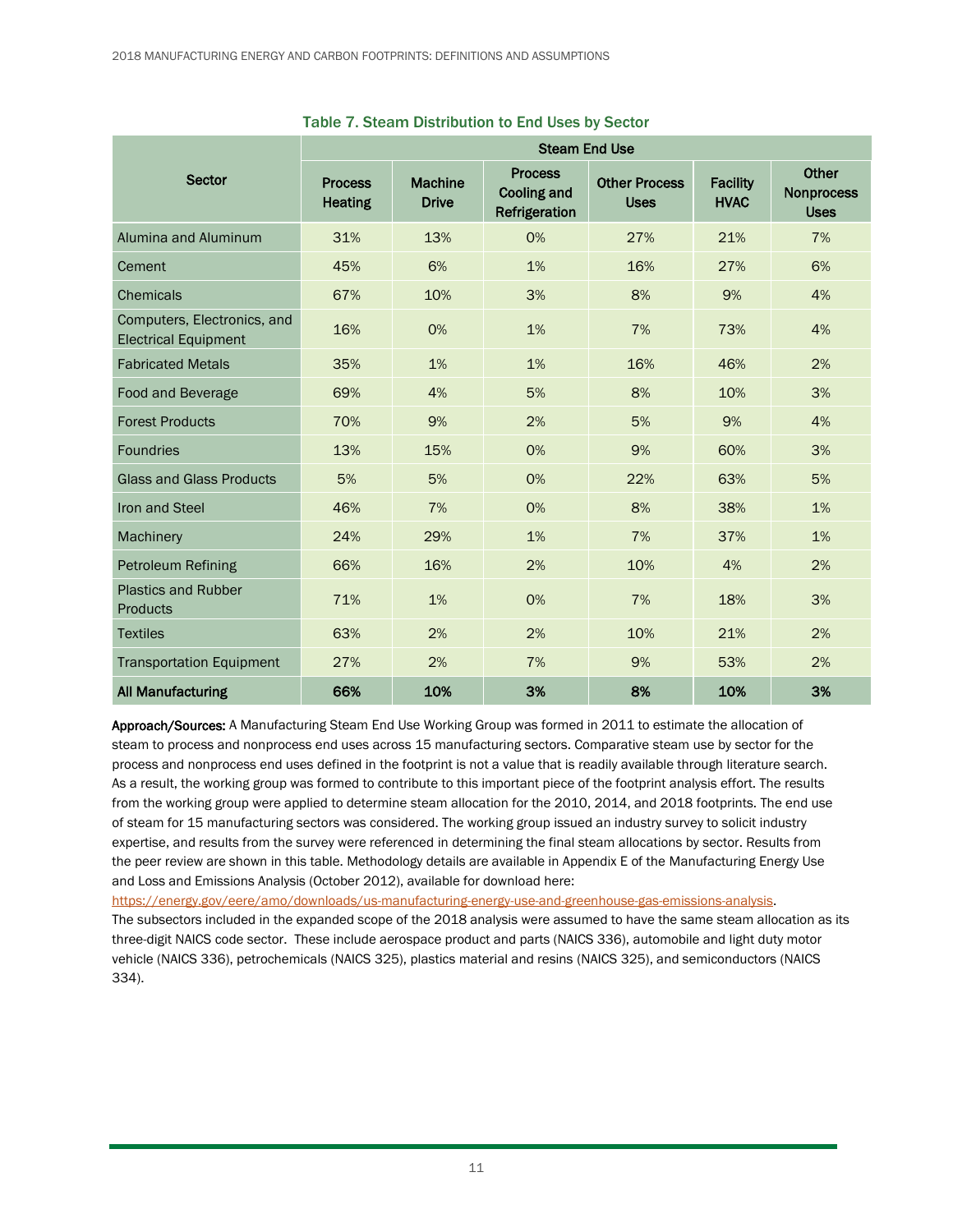### Table 7. Steam Distribution to End Uses by Sector

| Sector | Steam End Use | | | | | |
|---|---|---|---|---|---|---|
| | Process Heating | Machine Drive | Process Cooling and Refrigeration | Other Process Uses | Facility HVAC | Other Nonprocess Uses |
| Alumina and Aluminum | 31% | 13% | 0% | 27% | 21% | 7% |
| Cement | 45% | 6% | 1% | 16% | 27% | 6% |
| Chemicals | 67% | 10% | 3% | 8% | 9% | 4% |
| Computers, Electronics, and Electrical Equipment | 16% | 0% | 1% | 7% | 73% | 4% |
| Fabricated Metals | 35% | 1% | 1% | 16% | 46% | 2% |
| Food and Beverage | 69% | 4% | 5% | 8% | 10% | 3% |
| Forest Products | 70% | 9% | 2% | 5% | 9% | 4% |
| Foundries | 13% | 15% | 0% | 9% | 60% | 3% |
| Glass and Glass Products | 5% | 5% | 0% | 22% | 63% | 5% |
| Iron and Steel | 46% | 7% | 0% | 8% | 38% | 1% |
| Machinery | 24% | 29% | 1% | 7% | 37% | 1% |
| Petroleum Refining | 66% | 16% | 2% | 10% | 4% | 2% |
| Plastics and Rubber Products | 71% | 1% | 0% | 7% | 18% | 3% |
| Textiles | 63% | 2% | 2% | 10% | 21% | 2% |
| Transportation Equipment | 27% | 2% | 7% | 9% | 53% | 2% |
| **All Manufacturing** | **66%** | **10%** | **3%** | **8%** | **10%** | **3%** |

**Approach/Sources:** A Manufacturing Steam End Use Working Group was formed in 2011 to estimate the allocation of steam to process and nonprocess end uses across 15 manufacturing sectors. Comparative steam use by sector for the process and nonprocess end uses defined in the footprint is not a value that is readily available through literature search. As a result, the working group was formed to contribute to this important piece of the footprint analysis effort. The results from the working group were applied to determine steam allocation for the 2010, 2014, and 2018 footprints. The end use of steam for 15 manufacturing sectors was considered. The working group issued an industry survey to solicit industry expertise, and results from the survey were referenced in determining the final steam allocations by sector. Results from the peer review are shown in this table. Methodology details are available in Appendix E of the Manufacturing Energy Use and Loss and Emissions Analysis (October 2012), available for download here: https://energy.gov/eere/amo/downloads/us-manufacturing-energy-use-and-greenhouse-gas-emissions-analysis.

The subsectors included in the expanded scope of the 2018 analysis were assumed to have the same steam allocation as its three-digit NAICS code sector. These include aerospace product and parts (NAICS 336), automobile and light duty motor vehicle (NAICS 336), petrochemicals (NAICS 325), plastics material and resins (NAICS 325), and semiconductors (NAICS 334).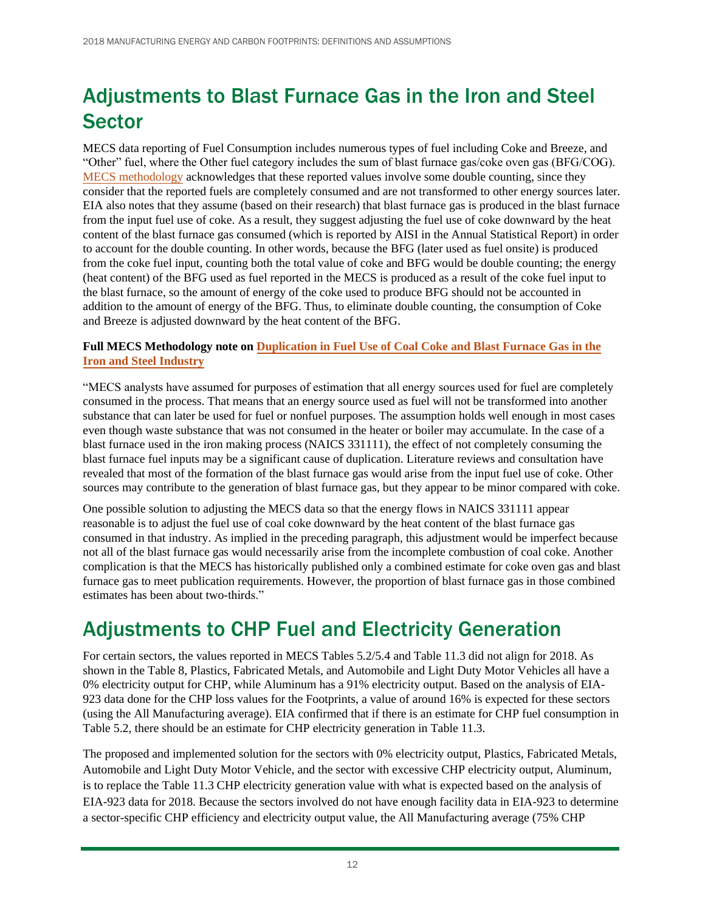# Adjustments to Blast Furnace Gas in the Iron and Steel Sector

MECS data reporting of Fuel Consumption includes numerous types of fuel including Coke and Breeze, and "Other" fuel, where the Other fuel category includes the sum of blast furnace gas/coke oven gas (BFG/COG). MECS methodology acknowledges that these reported values involve some double counting, since they consider that the reported fuels are completely consumed and are not transformed to other energy sources later. EIA also notes that they assume (based on their research) that blast furnace gas is produced in the blast furnace from the input fuel use of coke. As a result, they suggest adjusting the fuel use of coke downward by the heat content of the blast furnace gas consumed (which is reported by AISI in the Annual Statistical Report) in order to account for the double counting. In other words, because the BFG (later used as fuel onsite) is produced from the coke fuel input, counting both the total value of coke and BFG would be double counting; the energy (heat content) of the BFG used as fuel reported in the MECS is produced as a result of the coke fuel input to the blast furnace, so the amount of energy of the coke used to produce BFG should not be accounted in addition to the amount of energy of the BFG. Thus, to eliminate double counting, the consumption of Coke and Breeze is adjusted downward by the heat content of the BFG.

**Full MECS Methodology note on Duplication in Fuel Use of Coal Coke and Blast Furnace Gas in the Iron and Steel Industry**

"MECS analysts have assumed for purposes of estimation that all energy sources used for fuel are completely consumed in the process. That means that an energy source used as fuel will not be transformed into another substance that can later be used for fuel or nonfuel purposes. The assumption holds well enough in most cases even though waste substance that was not consumed in the heater or boiler may accumulate. In the case of a blast furnace used in the iron making process (NAICS 331111), the effect of not completely consuming the blast furnace fuel inputs may be a significant cause of duplication. Literature reviews and consultation have revealed that most of the formation of the blast furnace gas would arise from the input fuel use of coke. Other sources may contribute to the generation of blast furnace gas, but they appear to be minor compared with coke.

One possible solution to adjusting the MECS data so that the energy flows in NAICS 331111 appear reasonable is to adjust the fuel use of coal coke downward by the heat content of the blast furnace gas consumed in that industry. As implied in the preceding paragraph, this adjustment would be imperfect because not all of the blast furnace gas would necessarily arise from the incomplete combustion of coal coke. Another complication is that the MECS has historically published only a combined estimate for coke oven gas and blast furnace gas to meet publication requirements. However, the proportion of blast furnace gas in those combined estimates has been about two-thirds."

# Adjustments to CHP Fuel and Electricity Generation

For certain sectors, the values reported in MECS Tables 5.2/5.4 and Table 11.3 did not align for 2018. As shown in the Table 8, Plastics, Fabricated Metals, and Automobile and Light Duty Motor Vehicles all have a 0% electricity output for CHP, while Aluminum has a 91% electricity output. Based on the analysis of EIA-923 data done for the CHP loss values for the Footprints, a value of around 16% is expected for these sectors (using the All Manufacturing average). EIA confirmed that if there is an estimate for CHP fuel consumption in Table 5.2, there should be an estimate for CHP electricity generation in Table 11.3.

The proposed and implemented solution for the sectors with 0% electricity output, Plastics, Fabricated Metals, Automobile and Light Duty Motor Vehicle, and the sector with excessive CHP electricity output, Aluminum, is to replace the Table 11.3 CHP electricity generation value with what is expected based on the analysis of EIA-923 data for 2018. Because the sectors involved do not have enough facility data in EIA-923 to determine a sector-specific CHP efficiency and electricity output value, the All Manufacturing average (75% CHP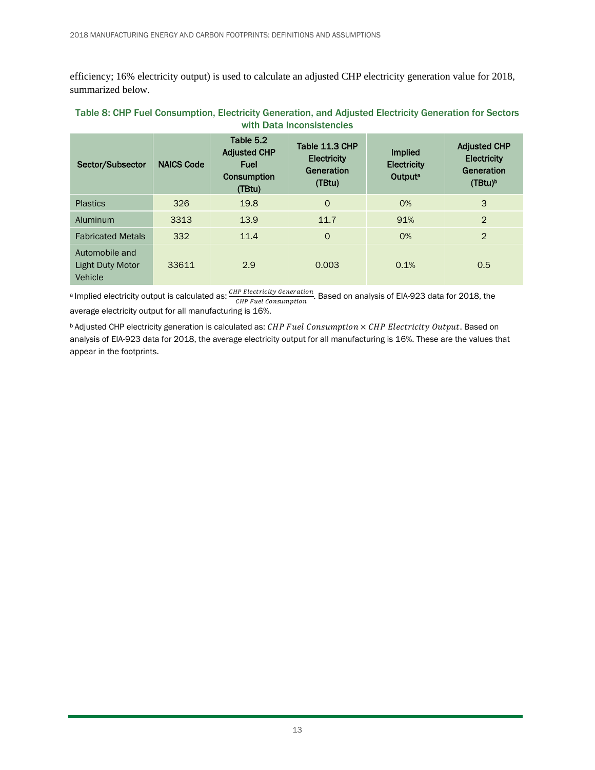efficiency; 16% electricity output) is used to calculate an adjusted CHP electricity generation value for 2018, summarized below.

**Table 8: CHP Fuel Consumption, Electricity Generation, and Adjusted Electricity Generation for Sectors with Data Inconsistencies**

| Sector/Subsector | NAICS Code | Table 5.2 Adjusted CHP Fuel Consumption (TBtu) | Table 11.3 CHP Electricity Generation (TBtu) | Implied Electricity Output[a] | Adjusted CHP Electricity Generation (TBtu)[b] |
|---|---|---|---|---|---|
| Plastics | 326 | 19.8 | 0 | 0% | 3 |
| Aluminum | 3313 | 13.9 | 11.7 | 91% | 2 |
| Fabricated Metals | 332 | 11.4 | 0 | 0% | 2 |
| Automobile and Light Duty Motor Vehicle | 33611 | 2.9 | 0.003 | 0.1% | 0.5 |

[a] Implied electricity output is calculated as: $\frac{CHP\ Electricity\ Generation}{CHP\ Fuel\ Consumption}$. Based on analysis of EIA-923 data for 2018, the average electricity output for all manufacturing is 16%.

[b] Adjusted CHP electricity generation is calculated as: $CHP\ Fuel\ Consumption \times CHP\ Electricity\ Output$. Based on analysis of EIA-923 data for 2018, the average electricity output for all manufacturing is 16%. These are the values that appear in the footprints.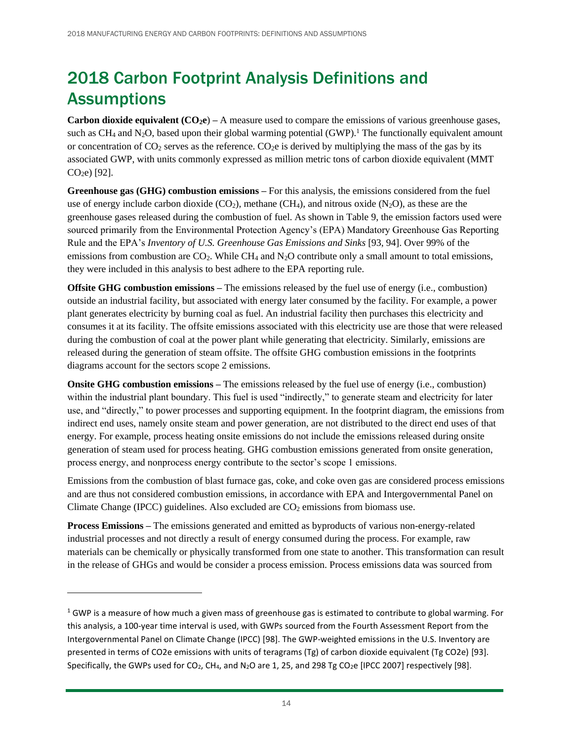# 2018 Carbon Footprint Analysis Definitions and Assumptions

**Carbon dioxide equivalent ($CO_2e$) –** A measure used to compare the emissions of various greenhouse gases, such as $CH_4$ and $N_2O$, based upon their global warming potential (GWP).[1] The functionally equivalent amount or concentration of $CO_2$ serves as the reference. $CO_2e$ is derived by multiplying the mass of the gas by its associated GWP, with units commonly expressed as million metric tons of carbon dioxide equivalent (MMT $CO_2e$) [92].

**Greenhouse gas (GHG) combustion emissions –** For this analysis, the emissions considered from the fuel use of energy include carbon dioxide ($CO_2$), methane ($CH_4$), and nitrous oxide ($N_2O$), as these are the greenhouse gases released during the combustion of fuel. As shown in Table 9, the emission factors used were sourced primarily from the Environmental Protection Agency's (EPA) Mandatory Greenhouse Gas Reporting Rule and the EPA's *Inventory of U.S. Greenhouse Gas Emissions and Sinks* [93, 94]. Over 99% of the emissions from combustion are $CO_2$. While $CH_4$ and $N_2O$ contribute only a small amount to total emissions, they were included in this analysis to best adhere to the EPA reporting rule.

**Offsite GHG combustion emissions –** The emissions released by the fuel use of energy (i.e., combustion) outside an industrial facility, but associated with energy later consumed by the facility. For example, a power plant generates electricity by burning coal as fuel. An industrial facility then purchases this electricity and consumes it at its facility. The offsite emissions associated with this electricity use are those that were released during the combustion of coal at the power plant while generating that electricity. Similarly, emissions are released during the generation of steam offsite. The offsite GHG combustion emissions in the footprints diagrams account for the sectors scope 2 emissions.

**Onsite GHG combustion emissions –** The emissions released by the fuel use of energy (i.e., combustion) within the industrial plant boundary. This fuel is used "indirectly," to generate steam and electricity for later use, and "directly," to power processes and supporting equipment. In the footprint diagram, the emissions from indirect end uses, namely onsite steam and power generation, are not distributed to the direct end uses of that energy. For example, process heating onsite emissions do not include the emissions released during onsite generation of steam used for process heating. GHG combustion emissions generated from onsite generation, process energy, and nonprocess energy contribute to the sector's scope 1 emissions.

Emissions from the combustion of blast furnace gas, coke, and coke oven gas are considered process emissions and are thus not considered combustion emissions, in accordance with EPA and Intergovernmental Panel on Climate Change (IPCC) guidelines. Also excluded are $CO_2$ emissions from biomass use.

**Process Emissions –** The emissions generated and emitted as byproducts of various non-energy-related industrial processes and not directly a result of energy consumed during the process. For example, raw materials can be chemically or physically transformed from one state to another. This transformation can result in the release of GHGs and would be consider a process emission. Process emissions data was sourced from

---

[1] GWP is a measure of how much a given mass of greenhouse gas is estimated to contribute to global warming. For this analysis, a 100-year time interval is used, with GWPs sourced from the Fourth Assessment Report from the Intergovernmental Panel on Climate Change (IPCC) [98]. The GWP-weighted emissions in the U.S. Inventory are presented in terms of CO2e emissions with units of teragrams (Tg) of carbon dioxide equivalent (Tg CO2e) [93]. Specifically, the GWPs used for $CO_2$, $CH_4$, and $N_2O$ are 1, 25, and 298 Tg $CO_2e$ [IPCC 2007] respectively [98].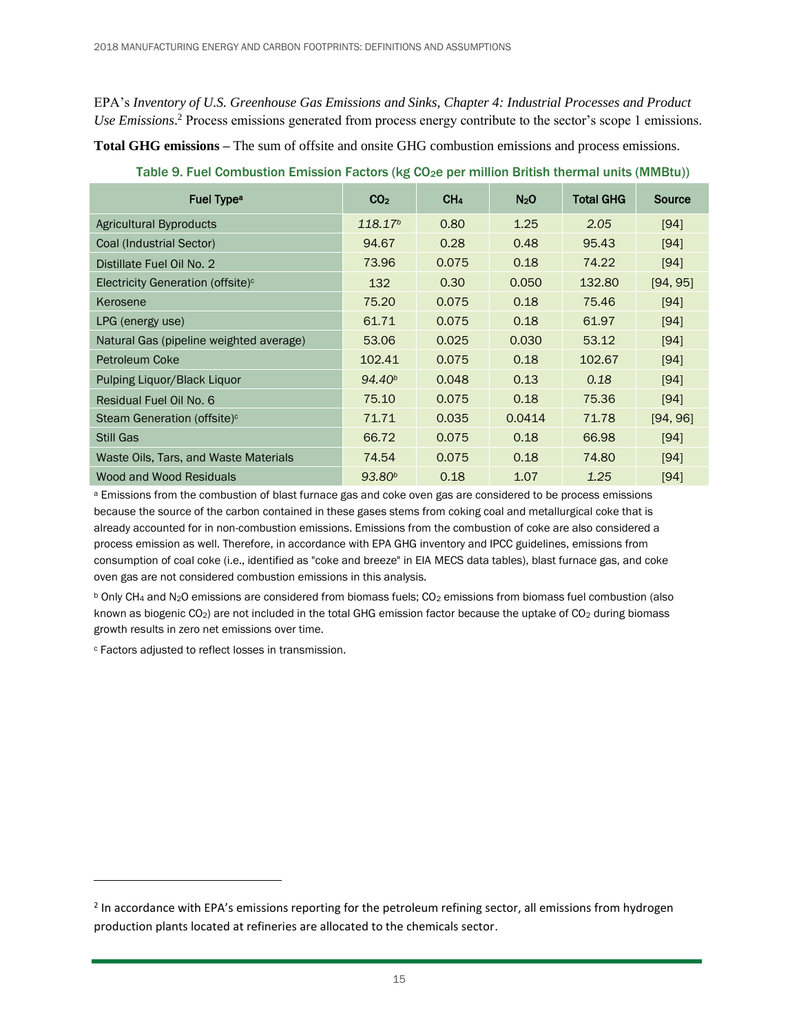EPA's *Inventory of U.S. Greenhouse Gas Emissions and Sinks, Chapter 4: Industrial Processes and Product Use Emissions*.[2] Process emissions generated from process energy contribute to the sector's scope 1 emissions.

**Total GHG emissions –** The sum of offsite and onsite GHG combustion emissions and process emissions.

Table 9. Fuel Combustion Emission Factors (kg $CO_2$e per million British thermal units (MMBtu))

| Fuel Type[a] | $CO_2$ | $CH_4$ | $N_2O$ | Total GHG | Source |
|---|---|---|---|---|---|
| Agricultural Byproducts | *118.17*[b] | 0.80 | 1.25 | *2.05* | [94] |
| Coal (Industrial Sector) | 94.67 | 0.28 | 0.48 | 95.43 | [94] |
| Distillate Fuel Oil No. 2 | 73.96 | 0.075 | 0.18 | 74.22 | [94] |
| Electricity Generation (offsite)[c] | 132 | 0.30 | 0.050 | 132.80 | [94, 95] |
| Kerosene | 75.20 | 0.075 | 0.18 | 75.46 | [94] |
| LPG (energy use) | 61.71 | 0.075 | 0.18 | 61.97 | [94] |
| Natural Gas (pipeline weighted average) | 53.06 | 0.025 | 0.030 | 53.12 | [94] |
| Petroleum Coke | 102.41 | 0.075 | 0.18 | 102.67 | [94] |
| Pulping Liquor/Black Liquor | *94.40*[b] | 0.048 | 0.13 | *0.18* | [94] |
| Residual Fuel Oil No. 6 | 75.10 | 0.075 | 0.18 | 75.36 | [94] |
| Steam Generation (offsite)[c] | 71.71 | 0.035 | 0.0414 | 71.78 | [94, 96] |
| Still Gas | 66.72 | 0.075 | 0.18 | 66.98 | [94] |
| Waste Oils, Tars, and Waste Materials | 74.54 | 0.075 | 0.18 | 74.80 | [94] |
| Wood and Wood Residuals | *93.80*[b] | 0.18 | 1.07 | *1.25* | [94] |

[a] Emissions from the combustion of blast furnace gas and coke oven gas are considered to be process emissions because the source of the carbon contained in these gases stems from coking coal and metallurgical coke that is already accounted for in non-combustion emissions. Emissions from the combustion of coke are also considered a process emission as well. Therefore, in accordance with EPA GHG inventory and IPCC guidelines, emissions from consumption of coal coke (i.e., identified as "coke and breeze" in EIA MECS data tables), blast furnace gas, and coke oven gas are not considered combustion emissions in this analysis.

[b] Only $CH_4$ and $N_2O$ emissions are considered from biomass fuels; $CO_2$ emissions from biomass fuel combustion (also known as biogenic $CO_2$) are not included in the total GHG emission factor because the uptake of $CO_2$ during biomass growth results in zero net emissions over time.

[c] Factors adjusted to reflect losses in transmission.

[2] In accordance with EPA's emissions reporting for the petroleum refining sector, all emissions from hydrogen production plants located at refineries are allocated to the chemicals sector.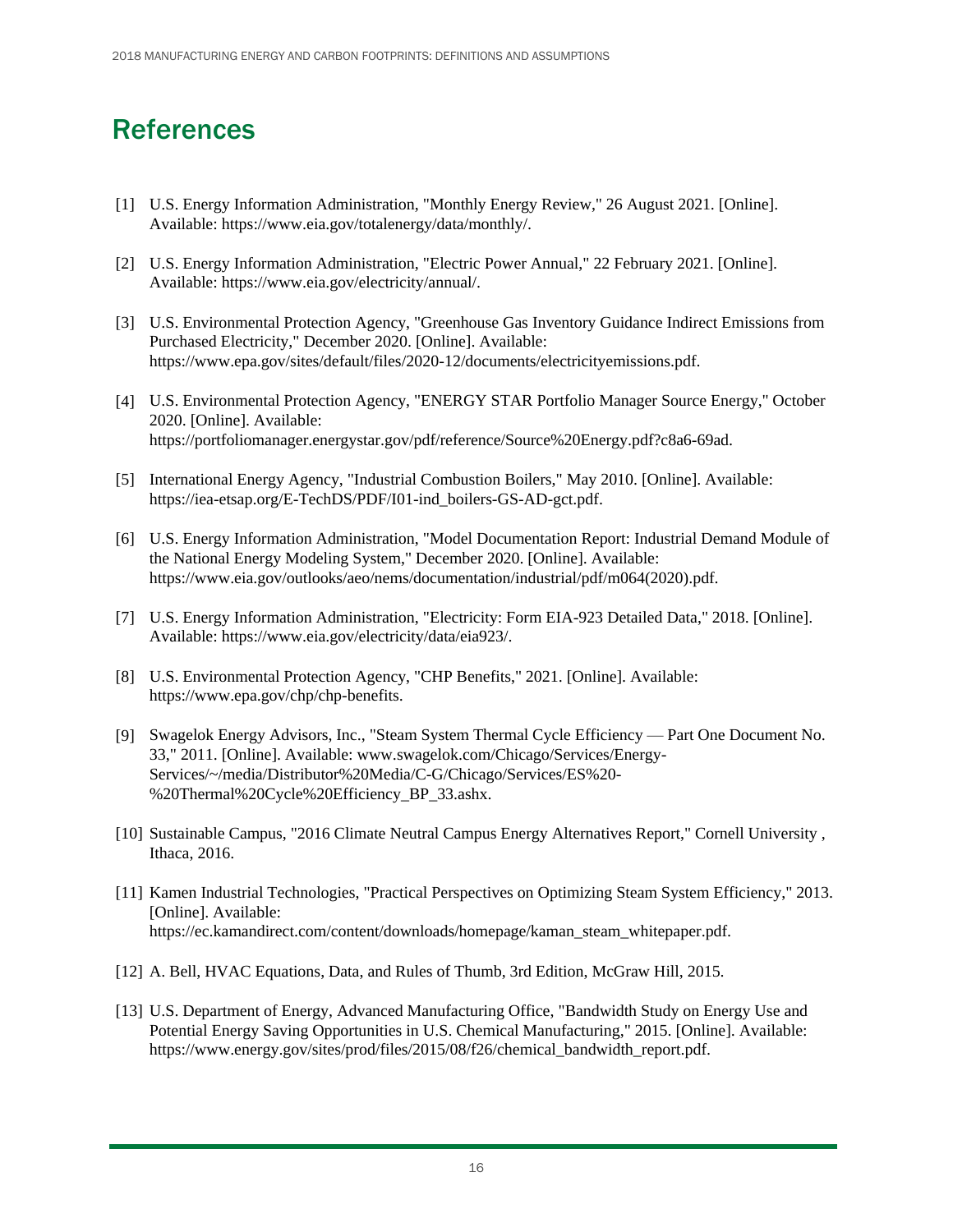# References

[1] U.S. Energy Information Administration, "Monthly Energy Review," 26 August 2021. [Online]. Available: https://www.eia.gov/totalenergy/data/monthly/.

[2] U.S. Energy Information Administration, "Electric Power Annual," 22 February 2021. [Online]. Available: https://www.eia.gov/electricity/annual/.

[3] U.S. Environmental Protection Agency, "Greenhouse Gas Inventory Guidance Indirect Emissions from Purchased Electricity," December 2020. [Online]. Available: https://www.epa.gov/sites/default/files/2020-12/documents/electricityemissions.pdf.

[4] U.S. Environmental Protection Agency, "ENERGY STAR Portfolio Manager Source Energy," October 2020. [Online]. Available: https://portfoliomanager.energystar.gov/pdf/reference/Source%20Energy.pdf?c8a6-69ad.

[5] International Energy Agency, "Industrial Combustion Boilers," May 2010. [Online]. Available: https://iea-etsap.org/E-TechDS/PDF/I01-ind_boilers-GS-AD-gct.pdf.

[6] U.S. Energy Information Administration, "Model Documentation Report: Industrial Demand Module of the National Energy Modeling System," December 2020. [Online]. Available: https://www.eia.gov/outlooks/aeo/nems/documentation/industrial/pdf/m064(2020).pdf.

[7] U.S. Energy Information Administration, "Electricity: Form EIA-923 Detailed Data," 2018. [Online]. Available: https://www.eia.gov/electricity/data/eia923/.

[8] U.S. Environmental Protection Agency, "CHP Benefits," 2021. [Online]. Available: https://www.epa.gov/chp/chp-benefits.

[9] Swagelok Energy Advisors, Inc., "Steam System Thermal Cycle Efficiency — Part One Document No. 33," 2011. [Online]. Available: www.swagelok.com/Chicago/Services/Energy-Services/~/media/Distributor%20Media/C-G/Chicago/Services/ES%20-%20Thermal%20Cycle%20Efficiency_BP_33.ashx.

[10] Sustainable Campus, "2016 Climate Neutral Campus Energy Alternatives Report," Cornell University , Ithaca, 2016.

[11] Kamen Industrial Technologies, "Practical Perspectives on Optimizing Steam System Efficiency," 2013. [Online]. Available: https://ec.kamandirect.com/content/downloads/homepage/kaman_steam_whitepaper.pdf.

[12] A. Bell, HVAC Equations, Data, and Rules of Thumb, 3rd Edition, McGraw Hill, 2015.

[13] U.S. Department of Energy, Advanced Manufacturing Office, "Bandwidth Study on Energy Use and Potential Energy Saving Opportunities in U.S. Chemical Manufacturing," 2015. [Online]. Available: https://www.energy.gov/sites/prod/files/2015/08/f26/chemical_bandwidth_report.pdf.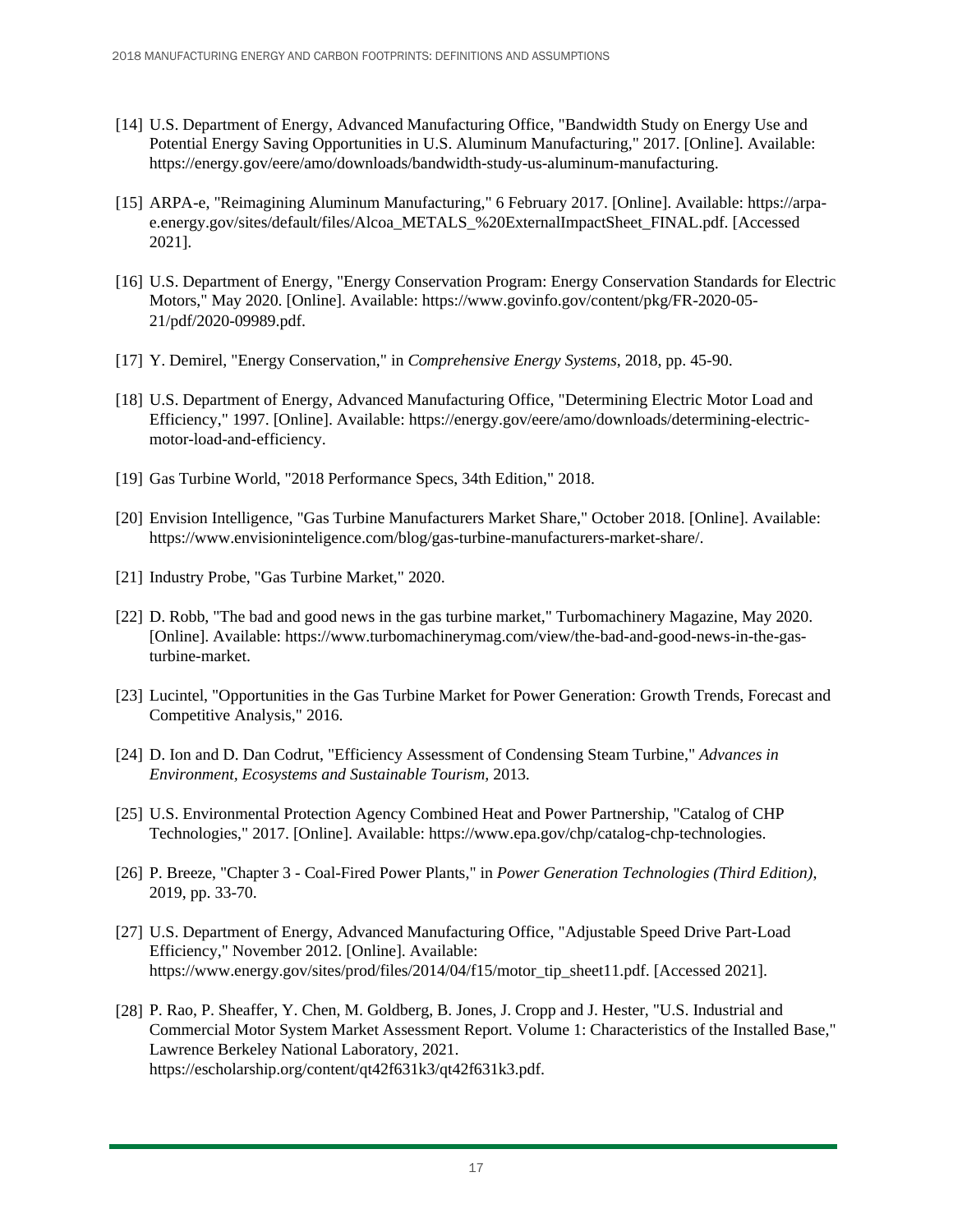[14] U.S. Department of Energy, Advanced Manufacturing Office, "Bandwidth Study on Energy Use and Potential Energy Saving Opportunities in U.S. Aluminum Manufacturing," 2017. [Online]. Available: https://energy.gov/eere/amo/downloads/bandwidth-study-us-aluminum-manufacturing.

[15] ARPA-e, "Reimagining Aluminum Manufacturing," 6 February 2017. [Online]. Available: https://arpa-e.energy.gov/sites/default/files/Alcoa_METALS_%20ExternalImpactSheet_FINAL.pdf. [Accessed 2021].

[16] U.S. Department of Energy, "Energy Conservation Program: Energy Conservation Standards for Electric Motors," May 2020. [Online]. Available: https://www.govinfo.gov/content/pkg/FR-2020-05-21/pdf/2020-09989.pdf.

[17] Y. Demirel, "Energy Conservation," in *Comprehensive Energy Systems*, 2018, pp. 45-90.

[18] U.S. Department of Energy, Advanced Manufacturing Office, "Determining Electric Motor Load and Efficiency," 1997. [Online]. Available: https://energy.gov/eere/amo/downloads/determining-electric-motor-load-and-efficiency.

[19] Gas Turbine World, "2018 Performance Specs, 34th Edition," 2018.

[20] Envision Intelligence, "Gas Turbine Manufacturers Market Share," October 2018. [Online]. Available: https://www.envisioninteligence.com/blog/gas-turbine-manufacturers-market-share/.

[21] Industry Probe, "Gas Turbine Market," 2020.

[22] D. Robb, "The bad and good news in the gas turbine market," Turbomachinery Magazine, May 2020. [Online]. Available: https://www.turbomachinerymag.com/view/the-bad-and-good-news-in-the-gas-turbine-market.

[23] Lucintel, "Opportunities in the Gas Turbine Market for Power Generation: Growth Trends, Forecast and Competitive Analysis," 2016.

[24] D. Ion and D. Dan Codrut, "Efficiency Assessment of Condensing Steam Turbine," *Advances in Environment, Ecosystems and Sustainable Tourism,* 2013.

[25] U.S. Environmental Protection Agency Combined Heat and Power Partnership, "Catalog of CHP Technologies," 2017. [Online]. Available: https://www.epa.gov/chp/catalog-chp-technologies.

[26] P. Breeze, "Chapter 3 - Coal-Fired Power Plants," in *Power Generation Technologies (Third Edition)*, 2019, pp. 33-70.

[27] U.S. Department of Energy, Advanced Manufacturing Office, "Adjustable Speed Drive Part-Load Efficiency," November 2012. [Online]. Available: https://www.energy.gov/sites/prod/files/2014/04/f15/motor_tip_sheet11.pdf. [Accessed 2021].

[28] P. Rao, P. Sheaffer, Y. Chen, M. Goldberg, B. Jones, J. Cropp and J. Hester, "U.S. Industrial and Commercial Motor System Market Assessment Report. Volume 1: Characteristics of the Installed Base," Lawrence Berkeley National Laboratory, 2021. https://escholarship.org/content/qt42f631k3/qt42f631k3.pdf.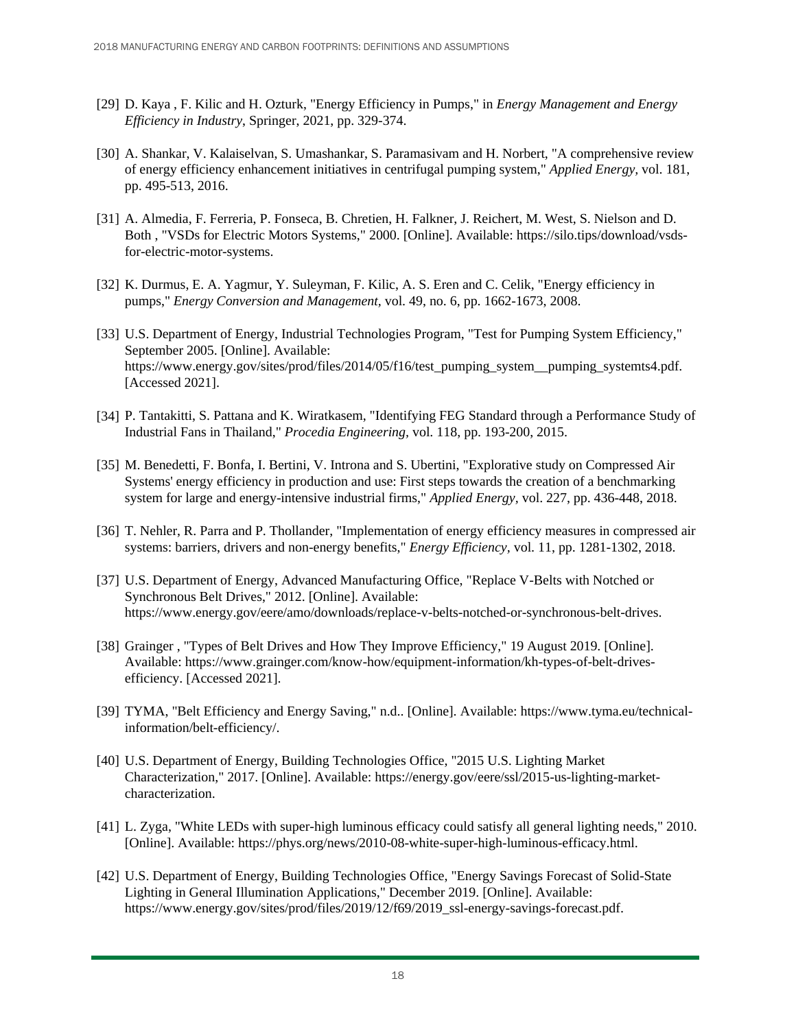[29] D. Kaya , F. Kilic and H. Ozturk, "Energy Efficiency in Pumps," in *Energy Management and Energy Efficiency in Industry*, Springer, 2021, pp. 329-374.

[30] A. Shankar, V. Kalaiselvan, S. Umashankar, S. Paramasivam and H. Norbert, "A comprehensive review of energy efficiency enhancement initiatives in centrifugal pumping system," *Applied Energy*, vol. 181, pp. 495-513, 2016.

[31] A. Almedia, F. Ferreria, P. Fonseca, B. Chretien, H. Falkner, J. Reichert, M. West, S. Nielson and D. Both , "VSDs for Electric Motors Systems," 2000. [Online]. Available: https://silo.tips/download/vsds-for-electric-motor-systems.

[32] K. Durmus, E. A. Yagmur, Y. Suleyman, F. Kilic, A. S. Eren and C. Celik, "Energy efficiency in pumps," *Energy Conversion and Management*, vol. 49, no. 6, pp. 1662-1673, 2008.

[33] U.S. Department of Energy, Industrial Technologies Program, "Test for Pumping System Efficiency," September 2005. [Online]. Available: https://www.energy.gov/sites/prod/files/2014/05/f16/test_pumping_system__pumping_systemts4.pdf. [Accessed 2021].

[34] P. Tantakitti, S. Pattana and K. Wiratkasem, "Identifying FEG Standard through a Performance Study of Industrial Fans in Thailand," *Procedia Engineering*, vol. 118, pp. 193-200, 2015.

[35] M. Benedetti, F. Bonfa, I. Bertini, V. Introna and S. Ubertini, "Explorative study on Compressed Air Systems' energy efficiency in production and use: First steps towards the creation of a benchmarking system for large and energy-intensive industrial firms," *Applied Energy*, vol. 227, pp. 436-448, 2018.

[36] T. Nehler, R. Parra and P. Thollander, "Implementation of energy efficiency measures in compressed air systems: barriers, drivers and non-energy benefits," *Energy Efficiency*, vol. 11, pp. 1281-1302, 2018.

[37] U.S. Department of Energy, Advanced Manufacturing Office, "Replace V-Belts with Notched or Synchronous Belt Drives," 2012. [Online]. Available: https://www.energy.gov/eere/amo/downloads/replace-v-belts-notched-or-synchronous-belt-drives.

[38] Grainger , "Types of Belt Drives and How They Improve Efficiency," 19 August 2019. [Online]. Available: https://www.grainger.com/know-how/equipment-information/kh-types-of-belt-drives-efficiency. [Accessed 2021].

[39] TYMA, "Belt Efficiency and Energy Saving," n.d.. [Online]. Available: https://www.tyma.eu/technical-information/belt-efficiency/.

[40] U.S. Department of Energy, Building Technologies Office, "2015 U.S. Lighting Market Characterization," 2017. [Online]. Available: https://energy.gov/eere/ssl/2015-us-lighting-market-characterization.

[41] L. Zyga, "White LEDs with super-high luminous efficacy could satisfy all general lighting needs," 2010. [Online]. Available: https://phys.org/news/2010-08-white-super-high-luminous-efficacy.html.

[42] U.S. Department of Energy, Building Technologies Office, "Energy Savings Forecast of Solid-State Lighting in General Illumination Applications," December 2019. [Online]. Available: https://www.energy.gov/sites/prod/files/2019/12/f69/2019_ssl-energy-savings-forecast.pdf.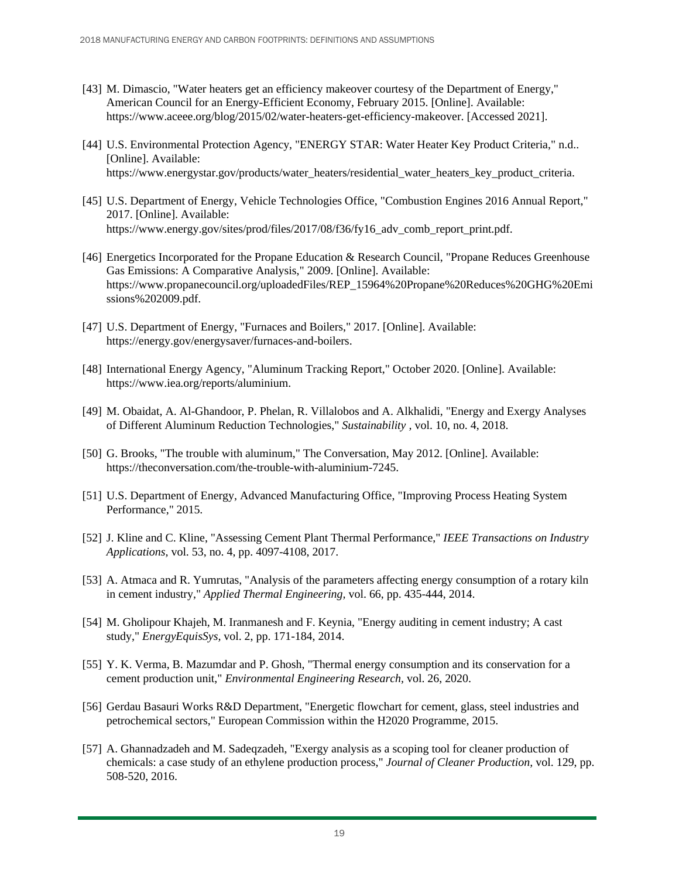[43] M. Dimascio, "Water heaters get an efficiency makeover courtesy of the Department of Energy," American Council for an Energy-Efficient Economy, February 2015. [Online]. Available: https://www.aceee.org/blog/2015/02/water-heaters-get-efficiency-makeover. [Accessed 2021].

[44] U.S. Environmental Protection Agency, "ENERGY STAR: Water Heater Key Product Criteria," n.d.. [Online]. Available: https://www.energystar.gov/products/water_heaters/residential_water_heaters_key_product_criteria.

[45] U.S. Department of Energy, Vehicle Technologies Office, "Combustion Engines 2016 Annual Report," 2017. [Online]. Available: https://www.energy.gov/sites/prod/files/2017/08/f36/fy16_adv_comb_report_print.pdf.

[46] Energetics Incorporated for the Propane Education & Research Council, "Propane Reduces Greenhouse Gas Emissions: A Comparative Analysis," 2009. [Online]. Available: https://www.propanecouncil.org/uploadedFiles/REP_15964%20Propane%20Reduces%20GHG%20Emissions%202009.pdf.

[47] U.S. Department of Energy, "Furnaces and Boilers," 2017. [Online]. Available: https://energy.gov/energysaver/furnaces-and-boilers.

[48] International Energy Agency, "Aluminum Tracking Report," October 2020. [Online]. Available: https://www.iea.org/reports/aluminium.

[49] M. Obaidat, A. Al-Ghandoor, P. Phelan, R. Villalobos and A. Alkhalidi, "Energy and Exergy Analyses of Different Aluminum Reduction Technologies," *Sustainability* , vol. 10, no. 4, 2018.

[50] G. Brooks, "The trouble with aluminum," The Conversation, May 2012. [Online]. Available: https://theconversation.com/the-trouble-with-aluminium-7245.

[51] U.S. Department of Energy, Advanced Manufacturing Office, "Improving Process Heating System Performance," 2015.

[52] J. Kline and C. Kline, "Assessing Cement Plant Thermal Performance," *IEEE Transactions on Industry Applications*, vol. 53, no. 4, pp. 4097-4108, 2017.

[53] A. Atmaca and R. Yumrutas, "Analysis of the parameters affecting energy consumption of a rotary kiln in cement industry," *Applied Thermal Engineering*, vol. 66, pp. 435-444, 2014.

[54] M. Gholipour Khajeh, M. Iranmanesh and F. Keynia, "Energy auditing in cement industry; A cast study," *EnergyEquisSys*, vol. 2, pp. 171-184, 2014.

[55] Y. K. Verma, B. Mazumdar and P. Ghosh, "Thermal energy consumption and its conservation for a cement production unit," *Environmental Engineering Research*, vol. 26, 2020.

[56] Gerdau Basauri Works R&D Department, "Energetic flowchart for cement, glass, steel industries and petrochemical sectors," European Commission within the H2020 Programme, 2015.

[57] A. Ghannadzadeh and M. Sadeqzadeh, "Exergy analysis as a scoping tool for cleaner production of chemicals: a case study of an ethylene production process," *Journal of Cleaner Production*, vol. 129, pp. 508-520, 2016.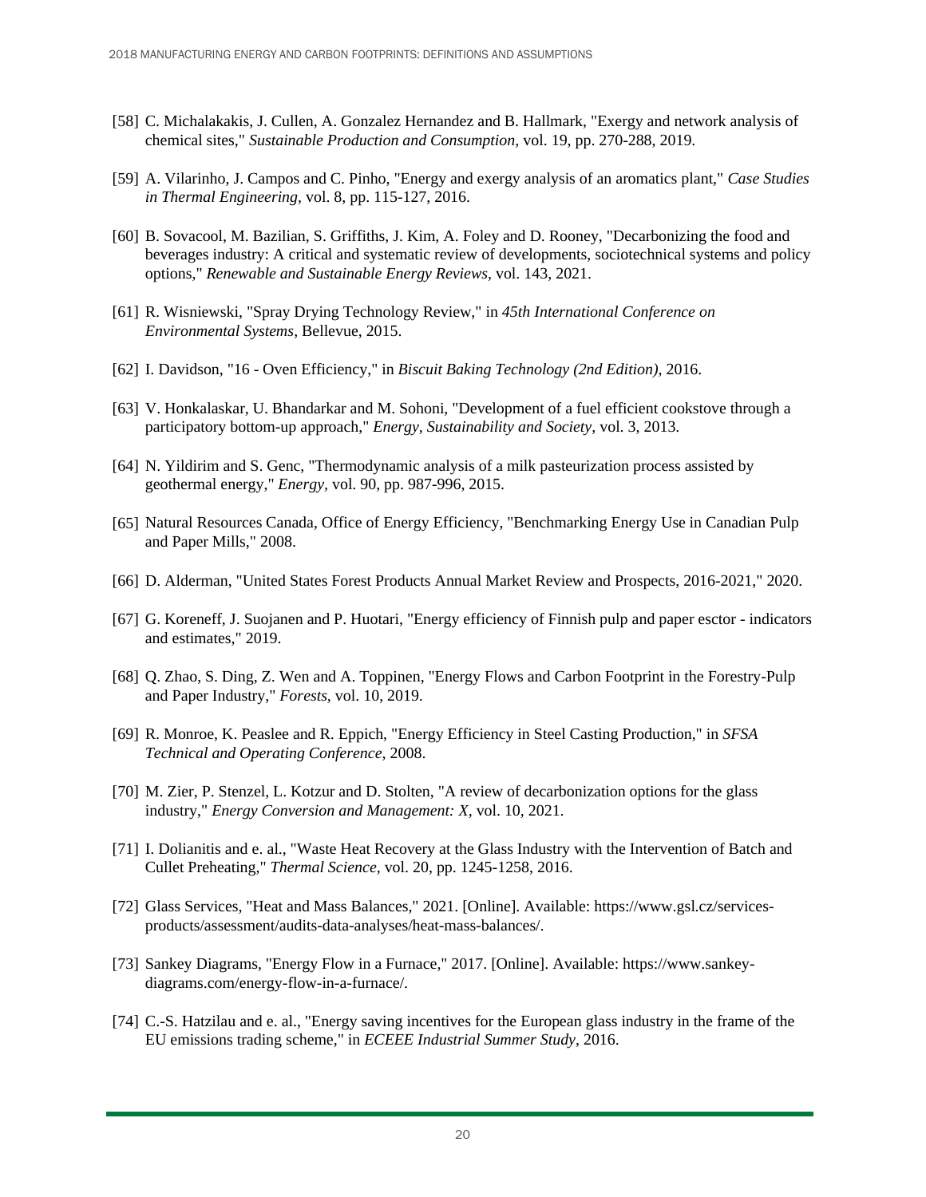[58] C. Michalakakis, J. Cullen, A. Gonzalez Hernandez and B. Hallmark, "Exergy and network analysis of chemical sites," *Sustainable Production and Consumption*, vol. 19, pp. 270-288, 2019.

[59] A. Vilarinho, J. Campos and C. Pinho, "Energy and exergy analysis of an aromatics plant," *Case Studies in Thermal Engineering*, vol. 8, pp. 115-127, 2016.

[60] B. Sovacool, M. Bazilian, S. Griffiths, J. Kim, A. Foley and D. Rooney, "Decarbonizing the food and beverages industry: A critical and systematic review of developments, sociotechnical systems and policy options," *Renewable and Sustainable Energy Reviews*, vol. 143, 2021.

[61] R. Wisniewski, "Spray Drying Technology Review," in *45th International Conference on Environmental Systems*, Bellevue, 2015.

[62] I. Davidson, "16 - Oven Efficiency," in *Biscuit Baking Technology (2nd Edition)*, 2016.

[63] V. Honkalaskar, U. Bhandarkar and M. Sohoni, "Development of a fuel efficient cookstove through a participatory bottom-up approach," *Energy, Sustainability and Society*, vol. 3, 2013.

[64] N. Yildirim and S. Genc, "Thermodynamic analysis of a milk pasteurization process assisted by geothermal energy," *Energy*, vol. 90, pp. 987-996, 2015.

[65] Natural Resources Canada, Office of Energy Efficiency, "Benchmarking Energy Use in Canadian Pulp and Paper Mills," 2008.

[66] D. Alderman, "United States Forest Products Annual Market Review and Prospects, 2016-2021," 2020.

[67] G. Koreneff, J. Suojanen and P. Huotari, "Energy efficiency of Finnish pulp and paper esctor - indicators and estimates," 2019.

[68] Q. Zhao, S. Ding, Z. Wen and A. Toppinen, "Energy Flows and Carbon Footprint in the Forestry-Pulp and Paper Industry," *Forests*, vol. 10, 2019.

[69] R. Monroe, K. Peaslee and R. Eppich, "Energy Efficiency in Steel Casting Production," in *SFSA Technical and Operating Conference*, 2008.

[70] M. Zier, P. Stenzel, L. Kotzur and D. Stolten, "A review of decarbonization options for the glass industry," *Energy Conversion and Management: X*, vol. 10, 2021.

[71] I. Dolianitis and e. al., "Waste Heat Recovery at the Glass Industry with the Intervention of Batch and Cullet Preheating," *Thermal Science*, vol. 20, pp. 1245-1258, 2016.

[72] Glass Services, "Heat and Mass Balances," 2021. [Online]. Available: https://www.gsl.cz/services-products/assessment/audits-data-analyses/heat-mass-balances/.

[73] Sankey Diagrams, "Energy Flow in a Furnace," 2017. [Online]. Available: https://www.sankey-diagrams.com/energy-flow-in-a-furnace/.

[74] C.-S. Hatzilau and e. al., "Energy saving incentives for the European glass industry in the frame of the EU emissions trading scheme," in *ECEEE Industrial Summer Study*, 2016.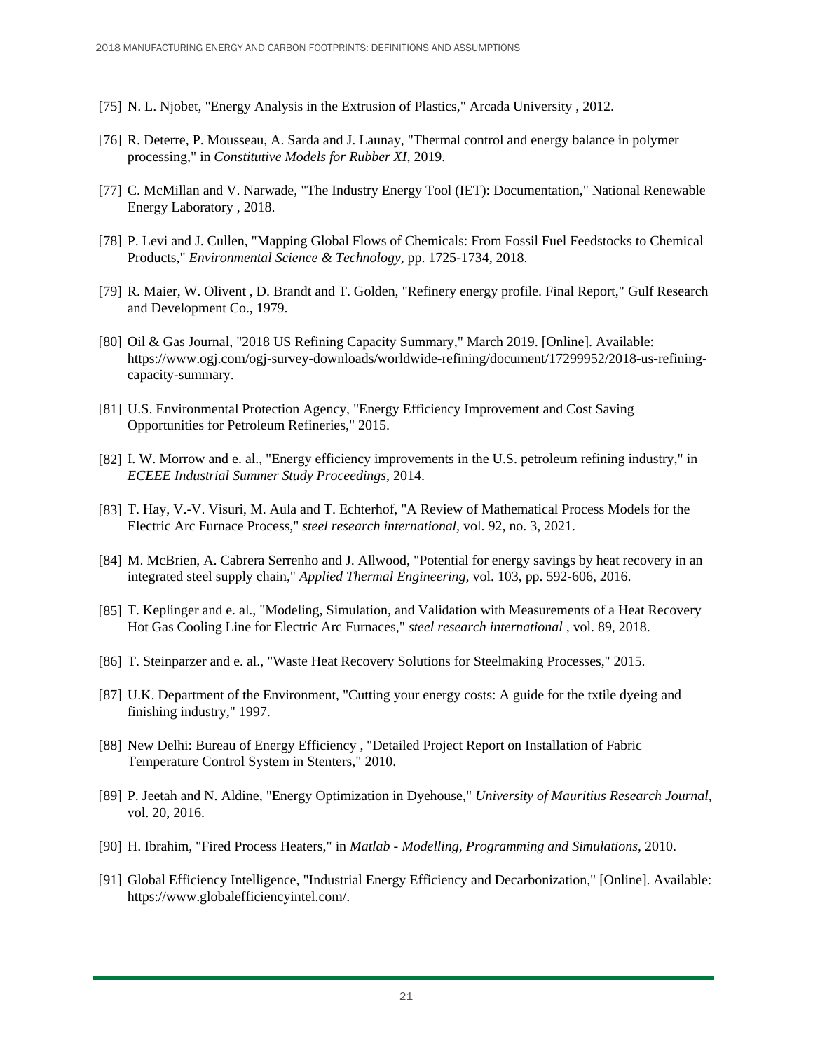[75] N. L. Njobet, "Energy Analysis in the Extrusion of Plastics," Arcada University , 2012.

[76] R. Deterre, P. Mousseau, A. Sarda and J. Launay, "Thermal control and energy balance in polymer processing," in *Constitutive Models for Rubber XI*, 2019.

[77] C. McMillan and V. Narwade, "The Industry Energy Tool (IET): Documentation," National Renewable Energy Laboratory , 2018.

[78] P. Levi and J. Cullen, "Mapping Global Flows of Chemicals: From Fossil Fuel Feedstocks to Chemical Products," *Environmental Science & Technology*, pp. 1725-1734, 2018.

[79] R. Maier, W. Olivent , D. Brandt and T. Golden, "Refinery energy profile. Final Report," Gulf Research and Development Co., 1979.

[80] Oil & Gas Journal, "2018 US Refining Capacity Summary," March 2019. [Online]. Available: https://www.ogj.com/ogj-survey-downloads/worldwide-refining/document/17299952/2018-us-refining-capacity-summary.

[81] U.S. Environmental Protection Agency, "Energy Efficiency Improvement and Cost Saving Opportunities for Petroleum Refineries," 2015.

[82] I. W. Morrow and e. al., "Energy efficiency improvements in the U.S. petroleum refining industry," in *ECEEE Industrial Summer Study Proceedings*, 2014.

[83] T. Hay, V.-V. Visuri, M. Aula and T. Echterhof, "A Review of Mathematical Process Models for the Electric Arc Furnace Process," *steel research international*, vol. 92, no. 3, 2021.

[84] M. McBrien, A. Cabrera Serrenho and J. Allwood, "Potential for energy savings by heat recovery in an integrated steel supply chain," *Applied Thermal Engineering*, vol. 103, pp. 592-606, 2016.

[85] T. Keplinger and e. al., "Modeling, Simulation, and Validation with Measurements of a Heat Recovery Hot Gas Cooling Line for Electric Arc Furnaces," *steel research international* , vol. 89, 2018.

[86] T. Steinparzer and e. al., "Waste Heat Recovery Solutions for Steelmaking Processes," 2015.

[87] U.K. Department of the Environment, "Cutting your energy costs: A guide for the txtile dyeing and finishing industry," 1997.

[88] New Delhi: Bureau of Energy Efficiency , "Detailed Project Report on Installation of Fabric Temperature Control System in Stenters," 2010.

[89] P. Jeetah and N. Aldine, "Energy Optimization in Dyehouse," *University of Mauritius Research Journal*, vol. 20, 2016.

[90] H. Ibrahim, "Fired Process Heaters," in *Matlab - Modelling, Programming and Simulations*, 2010.

[91] Global Efficiency Intelligence, "Industrial Energy Efficiency and Decarbonization," [Online]. Available: https://www.globalefficiencyintel.com/.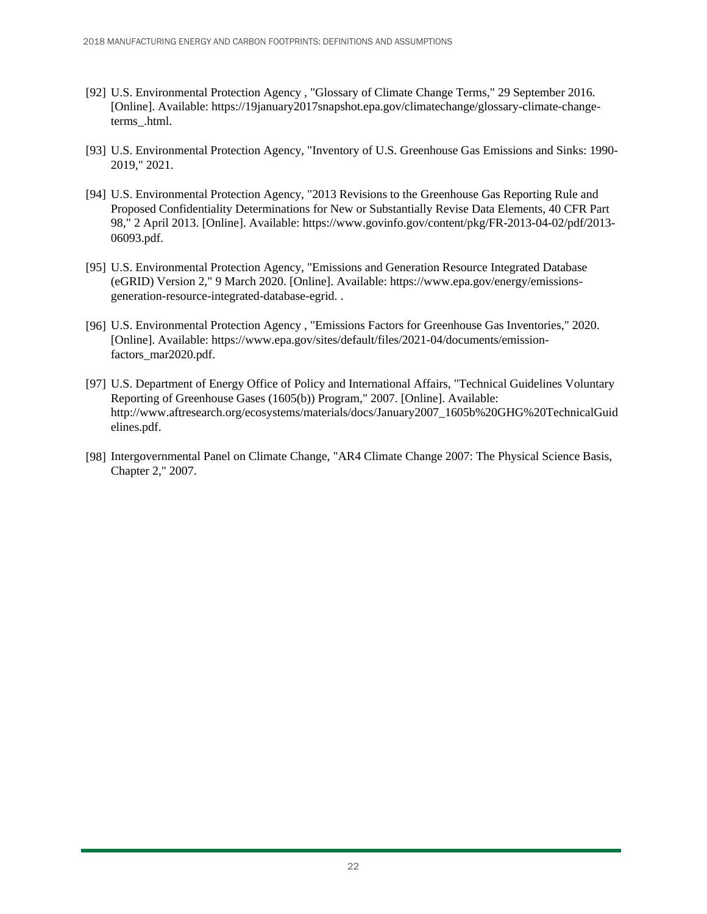[92] U.S. Environmental Protection Agency , "Glossary of Climate Change Terms," 29 September 2016. [Online]. Available: https://19january2017snapshot.epa.gov/climatechange/glossary-climate-change-terms_.html.

[93] U.S. Environmental Protection Agency, "Inventory of U.S. Greenhouse Gas Emissions and Sinks: 1990-2019," 2021.

[94] U.S. Environmental Protection Agency, "2013 Revisions to the Greenhouse Gas Reporting Rule and Proposed Confidentiality Determinations for New or Substantially Revise Data Elements, 40 CFR Part 98," 2 April 2013. [Online]. Available: https://www.govinfo.gov/content/pkg/FR-2013-04-02/pdf/2013-06093.pdf.

[95] U.S. Environmental Protection Agency, "Emissions and Generation Resource Integrated Database (eGRID) Version 2," 9 March 2020. [Online]. Available: https://www.epa.gov/energy/emissions-generation-resource-integrated-database-egrid. .

[96] U.S. Environmental Protection Agency , "Emissions Factors for Greenhouse Gas Inventories," 2020. [Online]. Available: https://www.epa.gov/sites/default/files/2021-04/documents/emission-factors_mar2020.pdf.

[97] U.S. Department of Energy Office of Policy and International Affairs, "Technical Guidelines Voluntary Reporting of Greenhouse Gases (1605(b)) Program," 2007. [Online]. Available: http://www.aftresearch.org/ecosystems/materials/docs/January2007_1605b%20GHG%20TechnicalGuidelines.pdf.

[98] Intergovernmental Panel on Climate Change, "AR4 Climate Change 2007: The Physical Science Basis, Chapter 2," 2007.